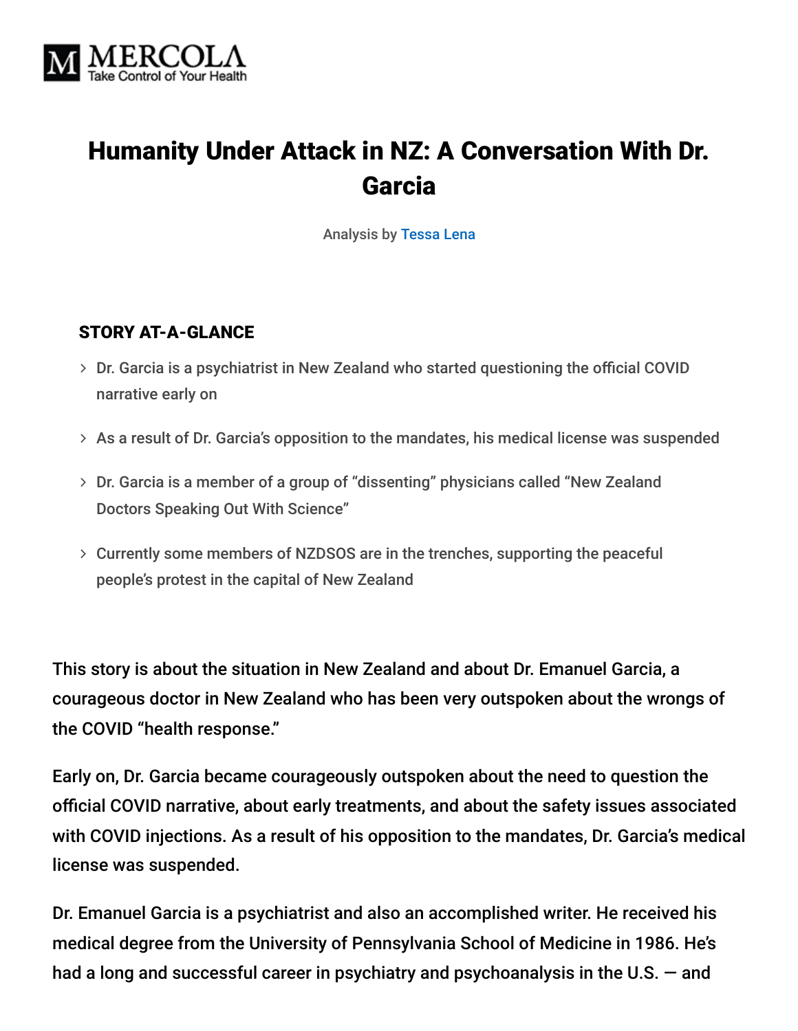MERCOLA
Take Control of Your Health

# Humanity Under Attack in NZ: A Conversation With Dr. Garcia

Analysis by Tessa Lena

## STORY AT-A-GLANCE

- Dr. Garcia is a psychiatrist in New Zealand who started questioning the official COVID narrative early on
- As a result of Dr. Garcia's opposition to the mandates, his medical license was suspended
- Dr. Garcia is a member of a group of "dissenting" physicians called "New Zealand Doctors Speaking Out With Science"
- Currently some members of NZDSOS are in the trenches, supporting the peaceful people's protest in the capital of New Zealand

This story is about the situation in New Zealand and about Dr. Emanuel Garcia, a courageous doctor in New Zealand who has been very outspoken about the wrongs of the COVID "health response."

Early on, Dr. Garcia became courageously outspoken about the need to question the official COVID narrative, about early treatments, and about the safety issues associated with COVID injections. As a result of his opposition to the mandates, Dr. Garcia's medical license was suspended.

Dr. Emanuel Garcia is a psychiatrist and also an accomplished writer. He received his medical degree from the University of Pennsylvania School of Medicine in 1986. He's had a long and successful career in psychiatry and psychoanalysis in the U.S. — and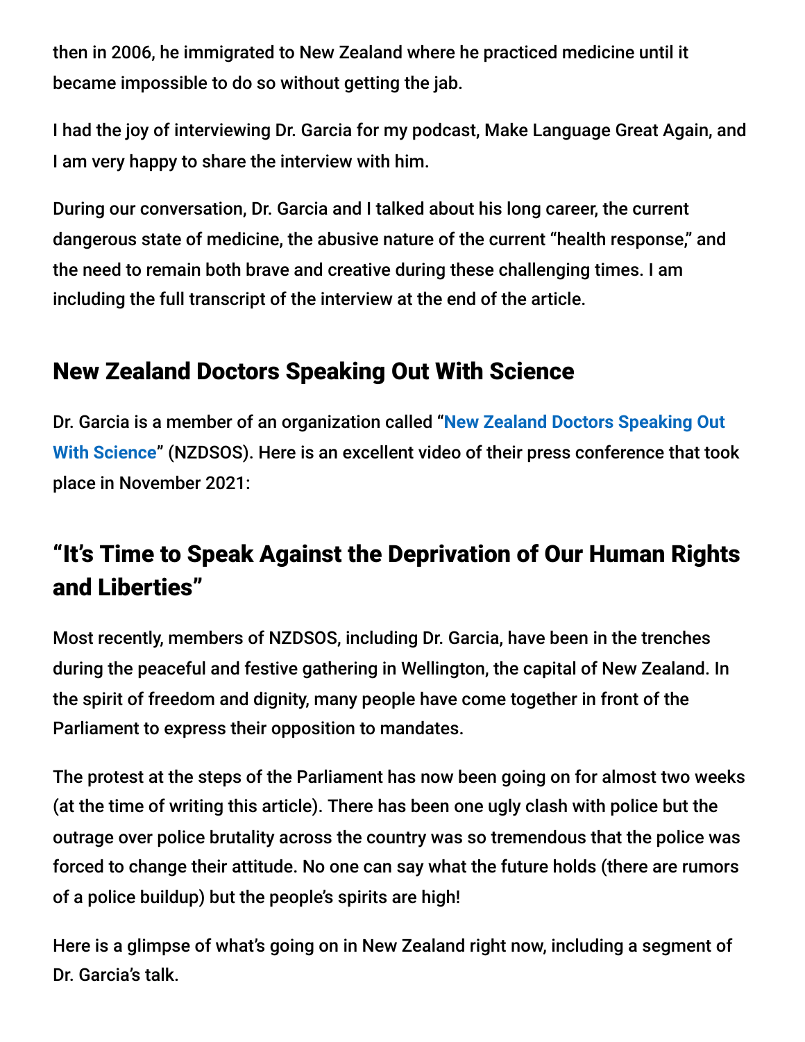then in 2006, he immigrated to New Zealand where he practiced medicine until it became impossible to do so without getting the jab.

I had the joy of interviewing Dr. Garcia for my podcast, Make Language Great Again, and I am very happy to share the interview with him.

During our conversation, Dr. Garcia and I talked about his long career, the current dangerous state of medicine, the abusive nature of the current "health response," and the need to remain both brave and creative during these challenging times. I am including the full transcript of the interview at the end of the article.

## New Zealand Doctors Speaking Out With Science

Dr. Garcia is a member of an organization called "**New Zealand Doctors Speaking Out With Science**" (NZDSOS). Here is an excellent video of their press conference that took place in November 2021:

## "It's Time to Speak Against the Deprivation of Our Human Rights and Liberties"

Most recently, members of NZDSOS, including Dr. Garcia, have been in the trenches during the peaceful and festive gathering in Wellington, the capital of New Zealand. In the spirit of freedom and dignity, many people have come together in front of the Parliament to express their opposition to mandates.

The protest at the steps of the Parliament has now been going on for almost two weeks (at the time of writing this article). There has been one ugly clash with police but the outrage over police brutality across the country was so tremendous that the police was forced to change their attitude. No one can say what the future holds (there are rumors of a police buildup) but the people's spirits are high!

Here is a glimpse of what's going on in New Zealand right now, including a segment of Dr. Garcia's talk.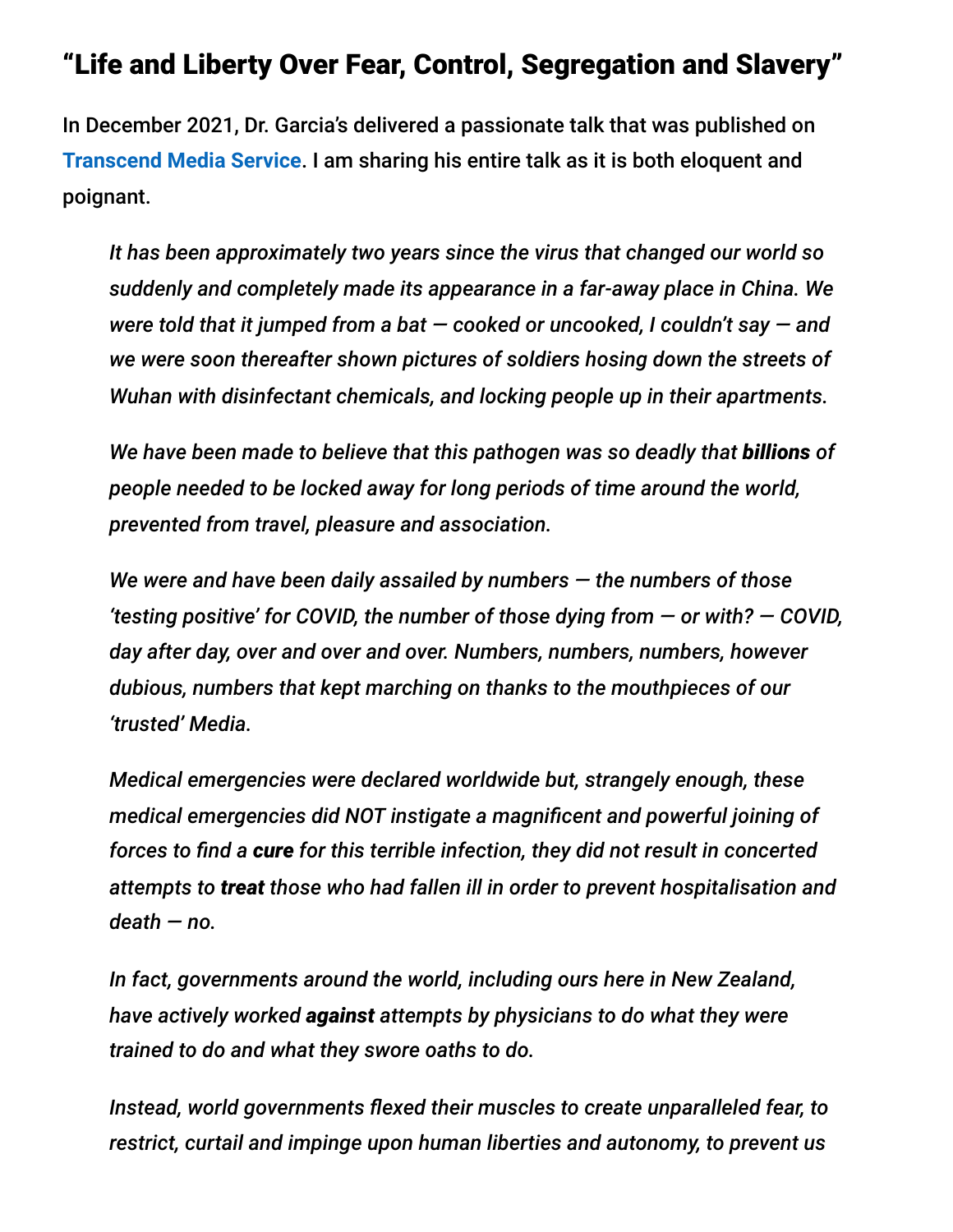## "Life and Liberty Over Fear, Control, Segregation and Slavery"

In December 2021, Dr. Garcia's delivered a passionate talk that was published on **Transcend Media Service**. I am sharing his entire talk as it is both eloquent and poignant.

> *It has been approximately two years since the virus that changed our world so suddenly and completely made its appearance in a far-away place in China. We were told that it jumped from a bat — cooked or uncooked, I couldn't say — and we were soon thereafter shown pictures of soldiers hosing down the streets of Wuhan with disinfectant chemicals, and locking people up in their apartments.*
>
> *We have been made to believe that this pathogen was so deadly that **billions** of people needed to be locked away for long periods of time around the world, prevented from travel, pleasure and association.*
>
> *We were and have been daily assailed by numbers — the numbers of those 'testing positive' for COVID, the number of those dying from — or with? — COVID, day after day, over and over and over. Numbers, numbers, numbers, however dubious, numbers that kept marching on thanks to the mouthpieces of our 'trusted' Media.*
>
> *Medical emergencies were declared worldwide but, strangely enough, these medical emergencies did NOT instigate a magnificent and powerful joining of forces to find a **cure** for this terrible infection, they did not result in concerted attempts to **treat** those who had fallen ill in order to prevent hospitalisation and death — no.*
>
> *In fact, governments around the world, including ours here in New Zealand, have actively worked **against** attempts by physicians to do what they were trained to do and what they swore oaths to do.*
>
> *Instead, world governments flexed their muscles to create unparalleled fear, to restrict, curtail and impinge upon human liberties and autonomy, to prevent us*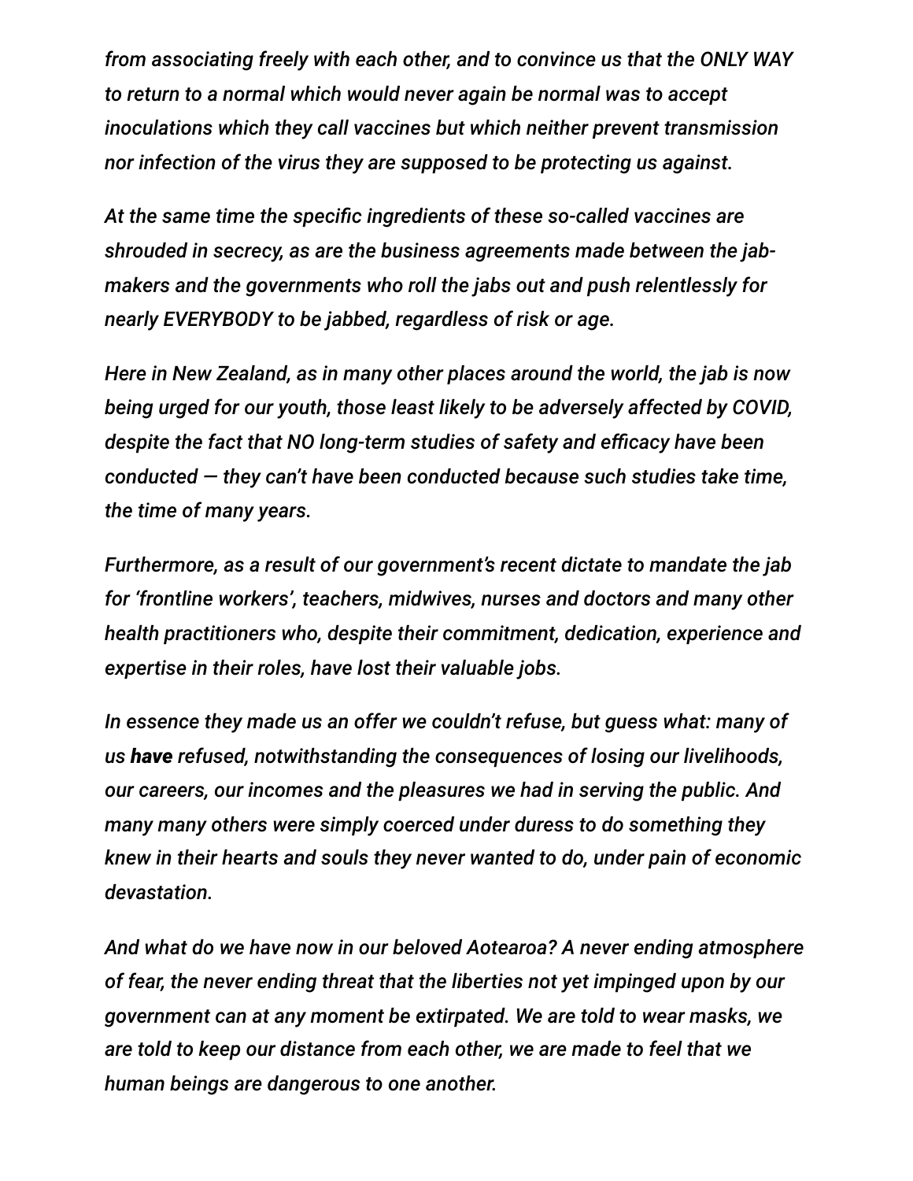*from associating freely with each other, and to convince us that the ONLY WAY to return to a normal which would never again be normal was to accept inoculations which they call vaccines but which neither prevent transmission nor infection of the virus they are supposed to be protecting us against.*

*At the same time the specific ingredients of these so-called vaccines are shrouded in secrecy, as are the business agreements made between the jab-makers and the governments who roll the jabs out and push relentlessly for nearly EVERYBODY to be jabbed, regardless of risk or age.*

*Here in New Zealand, as in many other places around the world, the jab is now being urged for our youth, those least likely to be adversely affected by COVID, despite the fact that NO long-term studies of safety and efficacy have been conducted — they can't have been conducted because such studies take time, the time of many years.*

*Furthermore, as a result of our government's recent dictate to mandate the jab for 'frontline workers', teachers, midwives, nurses and doctors and many other health practitioners who, despite their commitment, dedication, experience and expertise in their roles, have lost their valuable jobs.*

*In essence they made us an offer we couldn't refuse, but guess what: many of us **have** refused, notwithstanding the consequences of losing our livelihoods, our careers, our incomes and the pleasures we had in serving the public. And many many others were simply coerced under duress to do something they knew in their hearts and souls they never wanted to do, under pain of economic devastation.*

*And what do we have now in our beloved Aotearoa? A never ending atmosphere of fear, the never ending threat that the liberties not yet impinged upon by our government can at any moment be extirpated. We are told to wear masks, we are told to keep our distance from each other, we are made to feel that we human beings are dangerous to one another.*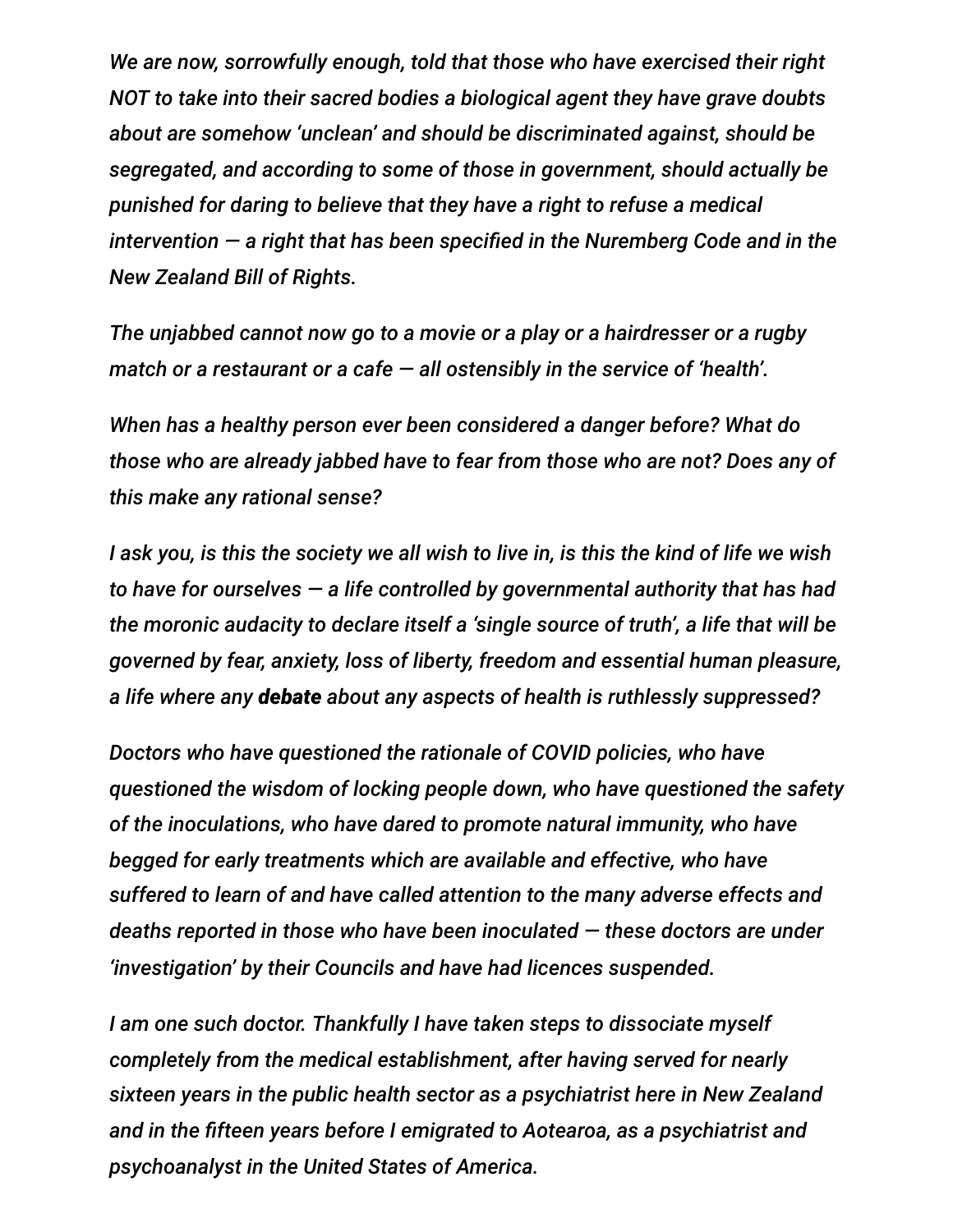*We are now, sorrowfully enough, told that those who have exercised their right NOT to take into their sacred bodies a biological agent they have grave doubts about are somehow 'unclean' and should be discriminated against, should be segregated, and according to some of those in government, should actually be punished for daring to believe that they have a right to refuse a medical intervention — a right that has been specified in the Nuremberg Code and in the New Zealand Bill of Rights.*

*The unjabbed cannot now go to a movie or a play or a hairdresser or a rugby match or a restaurant or a cafe — all ostensibly in the service of 'health'.*

*When has a healthy person ever been considered a danger before? What do those who are already jabbed have to fear from those who are not? Does any of this make any rational sense?*

*I ask you, is this the society we all wish to live in, is this the kind of life we wish to have for ourselves — a life controlled by governmental authority that has had the moronic audacity to declare itself a 'single source of truth', a life that will be governed by fear, anxiety, loss of liberty, freedom and essential human pleasure, a life where any* ***debate*** *about any aspects of health is ruthlessly suppressed?*

*Doctors who have questioned the rationale of COVID policies, who have questioned the wisdom of locking people down, who have questioned the safety of the inoculations, who have dared to promote natural immunity, who have begged for early treatments which are available and effective, who have suffered to learn of and have called attention to the many adverse effects and deaths reported in those who have been inoculated — these doctors are under 'investigation' by their Councils and have had licences suspended.*

*I am one such doctor. Thankfully I have taken steps to dissociate myself completely from the medical establishment, after having served for nearly sixteen years in the public health sector as a psychiatrist here in New Zealand and in the fifteen years before I emigrated to Aotearoa, as a psychiatrist and psychoanalyst in the United States of America.*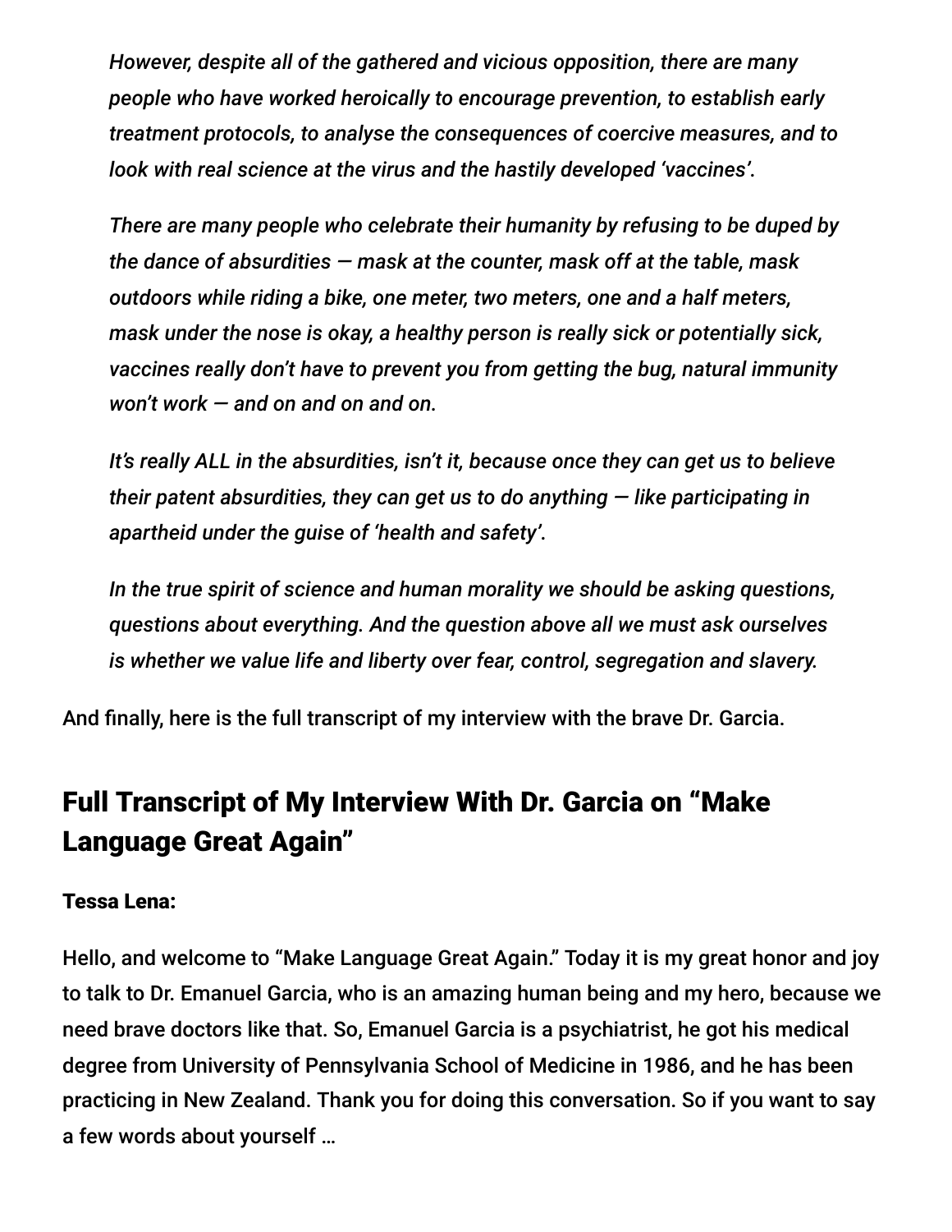> *However, despite all of the gathered and vicious opposition, there are many people who have worked heroically to encourage prevention, to establish early treatment protocols, to analyse the consequences of coercive measures, and to look with real science at the virus and the hastily developed 'vaccines'.*
>
> *There are many people who celebrate their humanity by refusing to be duped by the dance of absurdities — mask at the counter, mask off at the table, mask outdoors while riding a bike, one meter, two meters, one and a half meters, mask under the nose is okay, a healthy person is really sick or potentially sick, vaccines really don't have to prevent you from getting the bug, natural immunity won't work — and on and on and on.*
>
> *It's really ALL in the absurdities, isn't it, because once they can get us to believe their patent absurdities, they can get us to do anything — like participating in apartheid under the guise of 'health and safety'.*
>
> *In the true spirit of science and human morality we should be asking questions, questions about everything. And the question above all we must ask ourselves is whether we value life and liberty over fear, control, segregation and slavery.*

And finally, here is the full transcript of my interview with the brave Dr. Garcia.

## Full Transcript of My Interview With Dr. Garcia on "Make Language Great Again"

**Tessa Lena:**

Hello, and welcome to "Make Language Great Again." Today it is my great honor and joy to talk to Dr. Emanuel Garcia, who is an amazing human being and my hero, because we need brave doctors like that. So, Emanuel Garcia is a psychiatrist, he got his medical degree from University of Pennsylvania School of Medicine in 1986, and he has been practicing in New Zealand. Thank you for doing this conversation. So if you want to say a few words about yourself …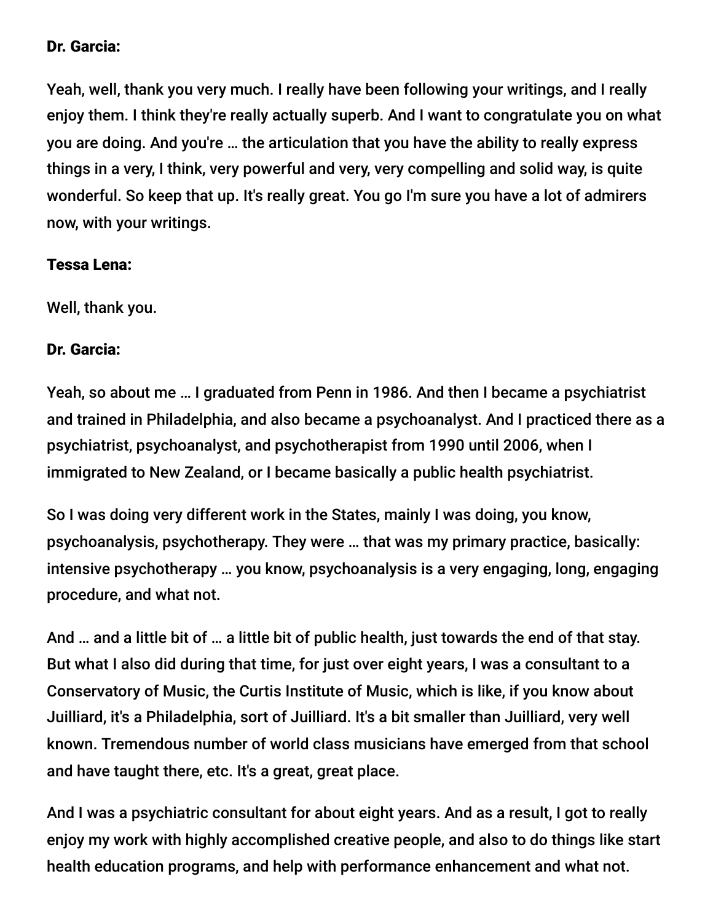**Dr. Garcia:**

Yeah, well, thank you very much. I really have been following your writings, and I really enjoy them. I think they're really actually superb. And I want to congratulate you on what you are doing. And you're … the articulation that you have the ability to really express things in a very, I think, very powerful and very, very compelling and solid way, is quite wonderful. So keep that up. It's really great. You go I'm sure you have a lot of admirers now, with your writings.

**Tessa Lena:**

Well, thank you.

**Dr. Garcia:**

Yeah, so about me … I graduated from Penn in 1986. And then I became a psychiatrist and trained in Philadelphia, and also became a psychoanalyst. And I practiced there as a psychiatrist, psychoanalyst, and psychotherapist from 1990 until 2006, when I immigrated to New Zealand, or I became basically a public health psychiatrist.

So I was doing very different work in the States, mainly I was doing, you know, psychoanalysis, psychotherapy. They were … that was my primary practice, basically: intensive psychotherapy … you know, psychoanalysis is a very engaging, long, engaging procedure, and what not.

And … and a little bit of … a little bit of public health, just towards the end of that stay. But what I also did during that time, for just over eight years, I was a consultant to a Conservatory of Music, the Curtis Institute of Music, which is like, if you know about Juilliard, it's a Philadelphia, sort of Juilliard. It's a bit smaller than Juilliard, very well known. Tremendous number of world class musicians have emerged from that school and have taught there, etc. It's a great, great place.

And I was a psychiatric consultant for about eight years. And as a result, I got to really enjoy my work with highly accomplished creative people, and also to do things like start health education programs, and help with performance enhancement and what not.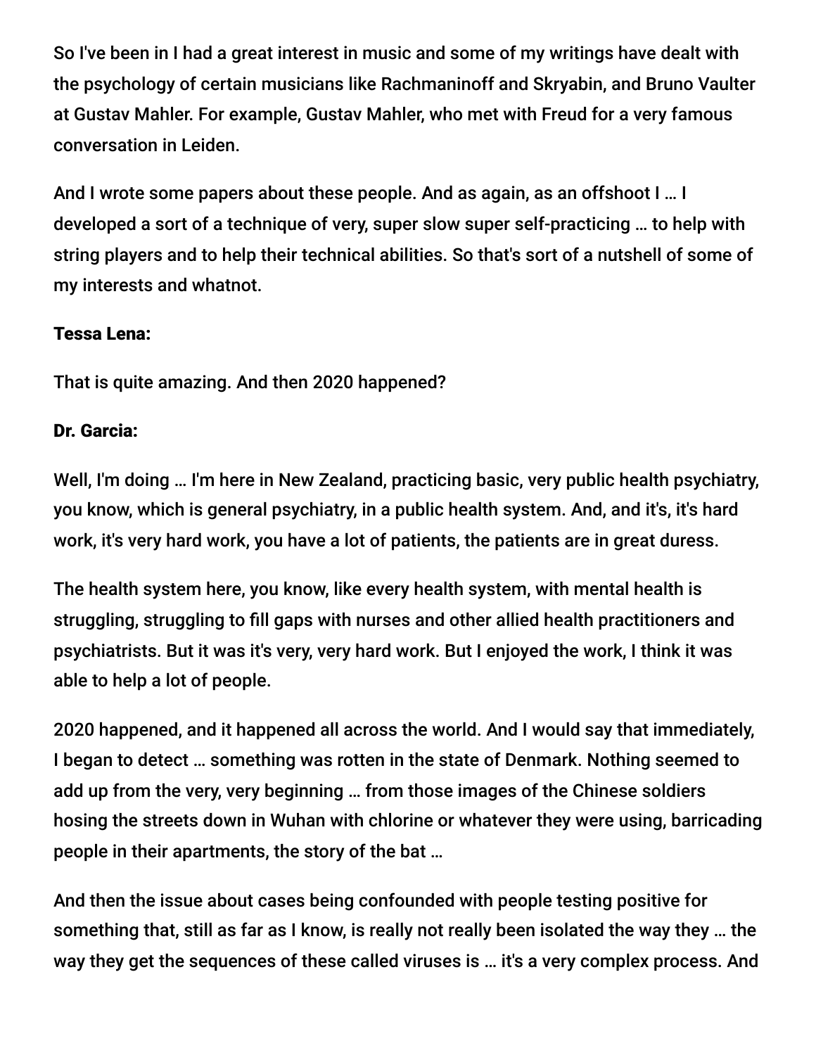So I've been in I had a great interest in music and some of my writings have dealt with the psychology of certain musicians like Rachmaninoff and Skryabin, and Bruno Vaulter at Gustav Mahler. For example, Gustav Mahler, who met with Freud for a very famous conversation in Leiden.

And I wrote some papers about these people. And as again, as an offshoot I … I developed a sort of a technique of very, super slow super self-practicing … to help with string players and to help their technical abilities. So that's sort of a nutshell of some of my interests and whatnot.

**Tessa Lena:**

That is quite amazing. And then 2020 happened?

**Dr. Garcia:**

Well, I'm doing … I'm here in New Zealand, practicing basic, very public health psychiatry, you know, which is general psychiatry, in a public health system. And, and it's, it's hard work, it's very hard work, you have a lot of patients, the patients are in great duress.

The health system here, you know, like every health system, with mental health is struggling, struggling to fill gaps with nurses and other allied health practitioners and psychiatrists. But it was it's very, very hard work. But I enjoyed the work, I think it was able to help a lot of people.

2020 happened, and it happened all across the world. And I would say that immediately, I began to detect … something was rotten in the state of Denmark. Nothing seemed to add up from the very, very beginning … from those images of the Chinese soldiers hosing the streets down in Wuhan with chlorine or whatever they were using, barricading people in their apartments, the story of the bat …

And then the issue about cases being confounded with people testing positive for something that, still as far as I know, is really not really been isolated the way they … the way they get the sequences of these called viruses is … it's a very complex process. And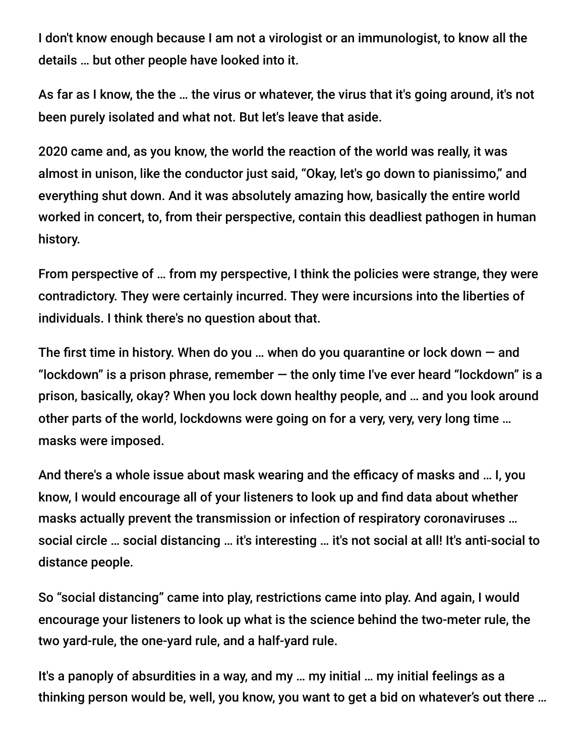I don't know enough because I am not a virologist or an immunologist, to know all the details … but other people have looked into it.

As far as I know, the the … the virus or whatever, the virus that it's going around, it's not been purely isolated and what not. But let's leave that aside.

2020 came and, as you know, the world the reaction of the world was really, it was almost in unison, like the conductor just said, "Okay, let's go down to pianissimo," and everything shut down. And it was absolutely amazing how, basically the entire world worked in concert, to, from their perspective, contain this deadliest pathogen in human history.

From perspective of … from my perspective, I think the policies were strange, they were contradictory. They were certainly incurred. They were incursions into the liberties of individuals. I think there's no question about that.

The first time in history. When do you … when do you quarantine or lock down — and "lockdown" is a prison phrase, remember — the only time I've ever heard "lockdown" is a prison, basically, okay? When you lock down healthy people, and … and you look around other parts of the world, lockdowns were going on for a very, very, very long time … masks were imposed.

And there's a whole issue about mask wearing and the efficacy of masks and … I, you know, I would encourage all of your listeners to look up and find data about whether masks actually prevent the transmission or infection of respiratory coronaviruses … social circle … social distancing … it's interesting … it's not social at all! It's anti-social to distance people.

So "social distancing" came into play, restrictions came into play. And again, I would encourage your listeners to look up what is the science behind the two-meter rule, the two yard-rule, the one-yard rule, and a half-yard rule.

It's a panoply of absurdities in a way, and my … my initial … my initial feelings as a thinking person would be, well, you know, you want to get a bid on whatever's out there …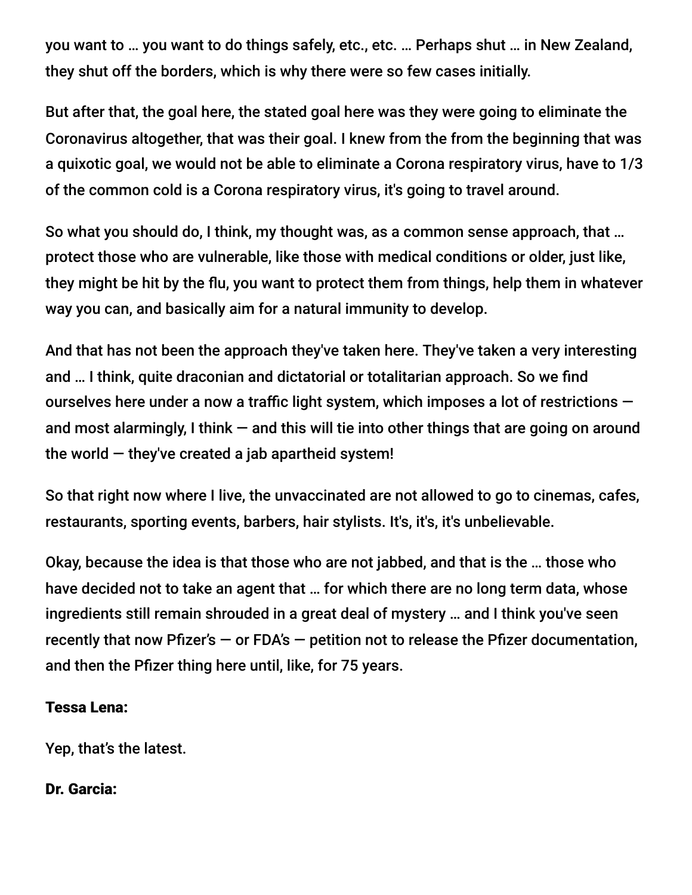you want to … you want to do things safely, etc., etc. … Perhaps shut … in New Zealand, they shut off the borders, which is why there were so few cases initially.

But after that, the goal here, the stated goal here was they were going to eliminate the Coronavirus altogether, that was their goal. I knew from the from the beginning that was a quixotic goal, we would not be able to eliminate a Corona respiratory virus, have to 1/3 of the common cold is a Corona respiratory virus, it's going to travel around.

So what you should do, I think, my thought was, as a common sense approach, that … protect those who are vulnerable, like those with medical conditions or older, just like, they might be hit by the flu, you want to protect them from things, help them in whatever way you can, and basically aim for a natural immunity to develop.

And that has not been the approach they've taken here. They've taken a very interesting and … I think, quite draconian and dictatorial or totalitarian approach. So we find ourselves here under a now a traffic light system, which imposes a lot of restrictions — and most alarmingly, I think — and this will tie into other things that are going on around the world — they've created a jab apartheid system!

So that right now where I live, the unvaccinated are not allowed to go to cinemas, cafes, restaurants, sporting events, barbers, hair stylists. It's, it's, it's unbelievable.

Okay, because the idea is that those who are not jabbed, and that is the … those who have decided not to take an agent that … for which there are no long term data, whose ingredients still remain shrouded in a great deal of mystery … and I think you've seen recently that now Pfizer's — or FDA's — petition not to release the Pfizer documentation, and then the Pfizer thing here until, like, for 75 years.

**Tessa Lena:**

Yep, that's the latest.

**Dr. Garcia:**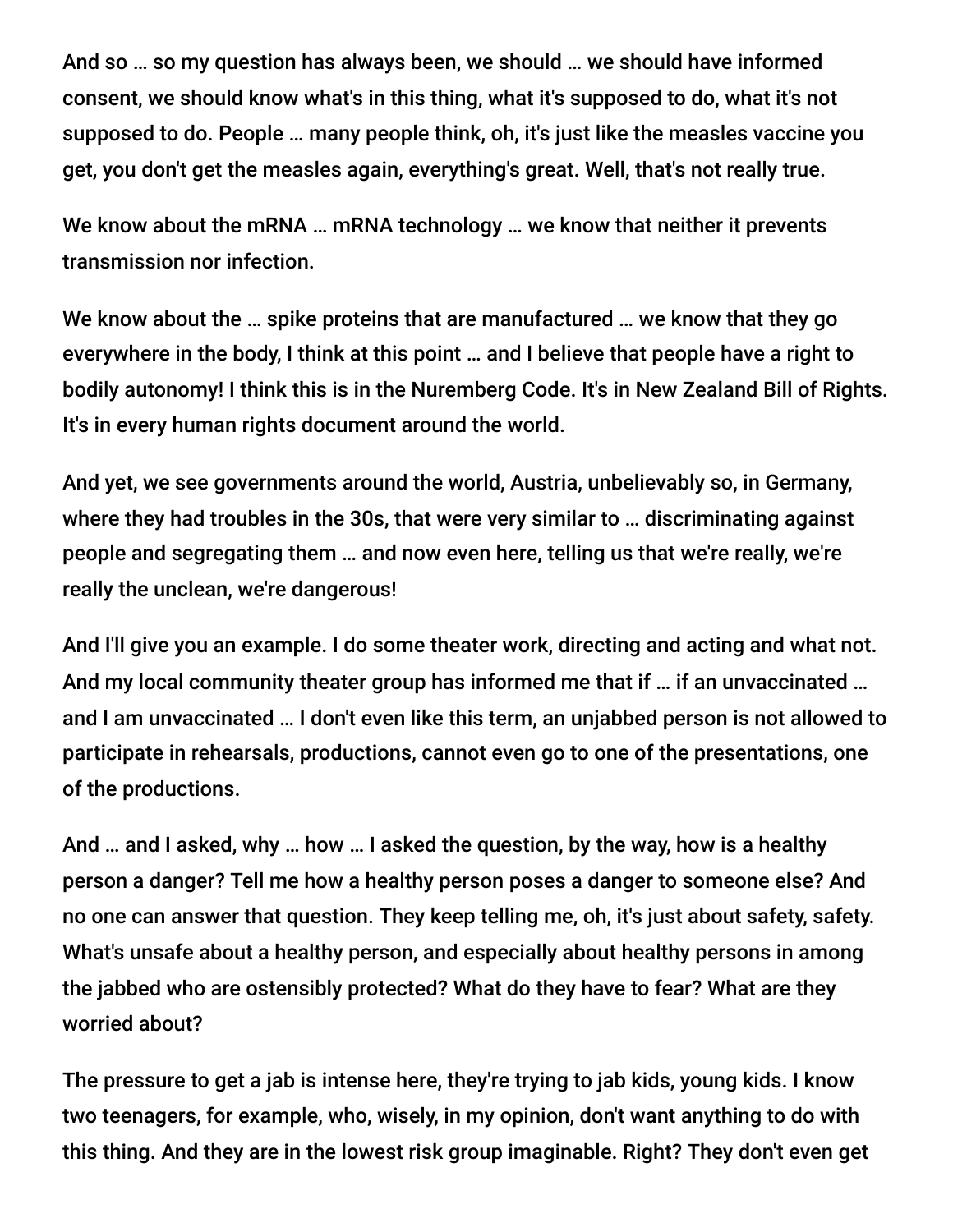And so … so my question has always been, we should … we should have informed consent, we should know what's in this thing, what it's supposed to do, what it's not supposed to do. People … many people think, oh, it's just like the measles vaccine you get, you don't get the measles again, everything's great. Well, that's not really true.

We know about the mRNA … mRNA technology … we know that neither it prevents transmission nor infection.

We know about the … spike proteins that are manufactured … we know that they go everywhere in the body, I think at this point … and I believe that people have a right to bodily autonomy! I think this is in the Nuremberg Code. It's in New Zealand Bill of Rights. It's in every human rights document around the world.

And yet, we see governments around the world, Austria, unbelievably so, in Germany, where they had troubles in the 30s, that were very similar to … discriminating against people and segregating them … and now even here, telling us that we're really, we're really the unclean, we're dangerous!

And I'll give you an example. I do some theater work, directing and acting and what not. And my local community theater group has informed me that if … if an unvaccinated … and I am unvaccinated … I don't even like this term, an unjabbed person is not allowed to participate in rehearsals, productions, cannot even go to one of the presentations, one of the productions.

And … and I asked, why … how … I asked the question, by the way, how is a healthy person a danger? Tell me how a healthy person poses a danger to someone else? And no one can answer that question. They keep telling me, oh, it's just about safety, safety. What's unsafe about a healthy person, and especially about healthy persons in among the jabbed who are ostensibly protected? What do they have to fear? What are they worried about?

The pressure to get a jab is intense here, they're trying to jab kids, young kids. I know two teenagers, for example, who, wisely, in my opinion, don't want anything to do with this thing. And they are in the lowest risk group imaginable. Right? They don't even get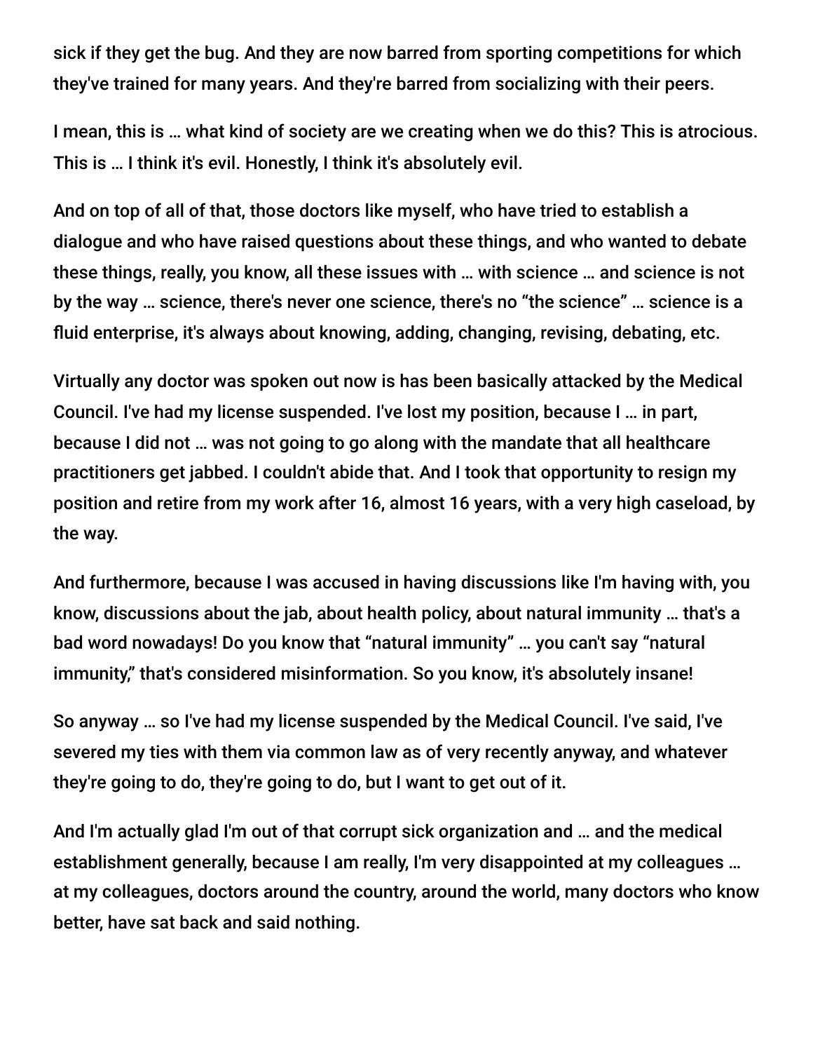sick if they get the bug. And they are now barred from sporting competitions for which they've trained for many years. And they're barred from socializing with their peers.

I mean, this is … what kind of society are we creating when we do this? This is atrocious. This is … I think it's evil. Honestly, I think it's absolutely evil.

And on top of all of that, those doctors like myself, who have tried to establish a dialogue and who have raised questions about these things, and who wanted to debate these things, really, you know, all these issues with … with science … and science is not by the way … science, there's never one science, there's no "the science" … science is a fluid enterprise, it's always about knowing, adding, changing, revising, debating, etc.

Virtually any doctor was spoken out now is has been basically attacked by the Medical Council. I've had my license suspended. I've lost my position, because I … in part, because I did not … was not going to go along with the mandate that all healthcare practitioners get jabbed. I couldn't abide that. And I took that opportunity to resign my position and retire from my work after 16, almost 16 years, with a very high caseload, by the way.

And furthermore, because I was accused in having discussions like I'm having with, you know, discussions about the jab, about health policy, about natural immunity … that's a bad word nowadays! Do you know that "natural immunity" … you can't say "natural immunity," that's considered misinformation. So you know, it's absolutely insane!

So anyway … so I've had my license suspended by the Medical Council. I've said, I've severed my ties with them via common law as of very recently anyway, and whatever they're going to do, they're going to do, but I want to get out of it.

And I'm actually glad I'm out of that corrupt sick organization and … and the medical establishment generally, because I am really, I'm very disappointed at my colleagues … at my colleagues, doctors around the country, around the world, many doctors who know better, have sat back and said nothing.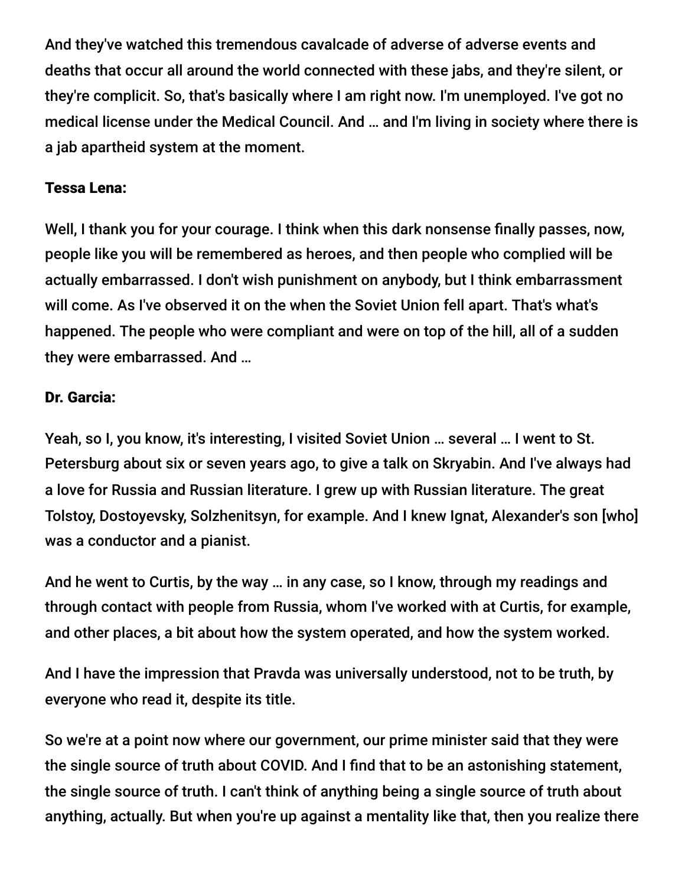And they've watched this tremendous cavalcade of adverse of adverse events and deaths that occur all around the world connected with these jabs, and they're silent, or they're complicit. So, that's basically where I am right now. I'm unemployed. I've got no medical license under the Medical Council. And … and I'm living in society where there is a jab apartheid system at the moment.

**Tessa Lena:**

Well, I thank you for your courage. I think when this dark nonsense finally passes, now, people like you will be remembered as heroes, and then people who complied will be actually embarrassed. I don't wish punishment on anybody, but I think embarrassment will come. As I've observed it on the when the Soviet Union fell apart. That's what's happened. The people who were compliant and were on top of the hill, all of a sudden they were embarrassed. And …

**Dr. Garcia:**

Yeah, so I, you know, it's interesting, I visited Soviet Union … several … I went to St. Petersburg about six or seven years ago, to give a talk on Skryabin. And I've always had a love for Russia and Russian literature. I grew up with Russian literature. The great Tolstoy, Dostoyevsky, Solzhenitsyn, for example. And I knew Ignat, Alexander's son [who] was a conductor and a pianist.

And he went to Curtis, by the way … in any case, so I know, through my readings and through contact with people from Russia, whom I've worked with at Curtis, for example, and other places, a bit about how the system operated, and how the system worked.

And I have the impression that Pravda was universally understood, not to be truth, by everyone who read it, despite its title.

So we're at a point now where our government, our prime minister said that they were the single source of truth about COVID. And I find that to be an astonishing statement, the single source of truth. I can't think of anything being a single source of truth about anything, actually. But when you're up against a mentality like that, then you realize there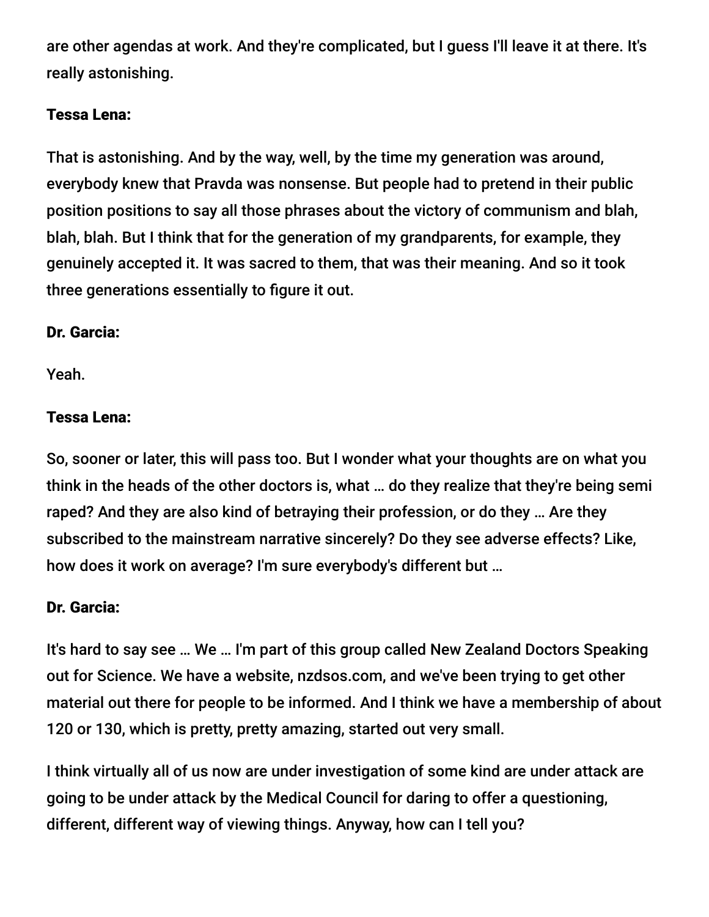are other agendas at work. And they're complicated, but I guess I'll leave it at there. It's really astonishing.

**Tessa Lena:**

That is astonishing. And by the way, well, by the time my generation was around, everybody knew that Pravda was nonsense. But people had to pretend in their public position positions to say all those phrases about the victory of communism and blah, blah, blah. But I think that for the generation of my grandparents, for example, they genuinely accepted it. It was sacred to them, that was their meaning. And so it took three generations essentially to figure it out.

**Dr. Garcia:**

Yeah.

**Tessa Lena:**

So, sooner or later, this will pass too. But I wonder what your thoughts are on what you think in the heads of the other doctors is, what … do they realize that they're being semi raped? And they are also kind of betraying their profession, or do they … Are they subscribed to the mainstream narrative sincerely? Do they see adverse effects? Like, how does it work on average? I'm sure everybody's different but …

**Dr. Garcia:**

It's hard to say see … We … I'm part of this group called New Zealand Doctors Speaking out for Science. We have a website, nzdsos.com, and we've been trying to get other material out there for people to be informed. And I think we have a membership of about 120 or 130, which is pretty, pretty amazing, started out very small.

I think virtually all of us now are under investigation of some kind are under attack are going to be under attack by the Medical Council for daring to offer a questioning, different, different way of viewing things. Anyway, how can I tell you?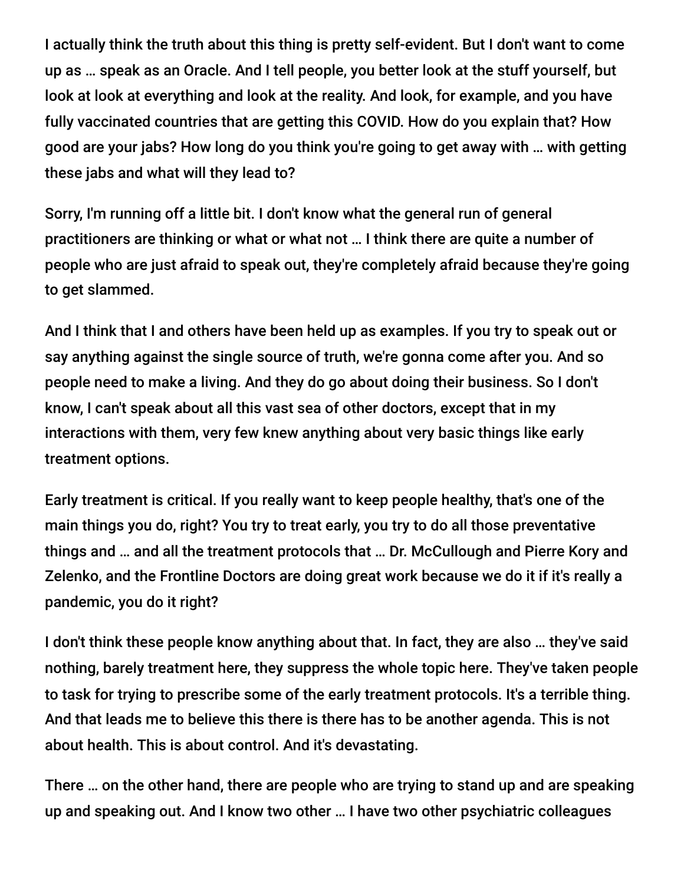I actually think the truth about this thing is pretty self-evident. But I don't want to come up as … speak as an Oracle. And I tell people, you better look at the stuff yourself, but look at look at everything and look at the reality. And look, for example, and you have fully vaccinated countries that are getting this COVID. How do you explain that? How good are your jabs? How long do you think you're going to get away with … with getting these jabs and what will they lead to?

Sorry, I'm running off a little bit. I don't know what the general run of general practitioners are thinking or what or what not … I think there are quite a number of people who are just afraid to speak out, they're completely afraid because they're going to get slammed.

And I think that I and others have been held up as examples. If you try to speak out or say anything against the single source of truth, we're gonna come after you. And so people need to make a living. And they do go about doing their business. So I don't know, I can't speak about all this vast sea of other doctors, except that in my interactions with them, very few knew anything about very basic things like early treatment options.

Early treatment is critical. If you really want to keep people healthy, that's one of the main things you do, right? You try to treat early, you try to do all those preventative things and … and all the treatment protocols that … Dr. McCullough and Pierre Kory and Zelenko, and the Frontline Doctors are doing great work because we do it if it's really a pandemic, you do it right?

I don't think these people know anything about that. In fact, they are also … they've said nothing, barely treatment here, they suppress the whole topic here. They've taken people to task for trying to prescribe some of the early treatment protocols. It's a terrible thing. And that leads me to believe this there is there has to be another agenda. This is not about health. This is about control. And it's devastating.

There … on the other hand, there are people who are trying to stand up and are speaking up and speaking out. And I know two other … I have two other psychiatric colleagues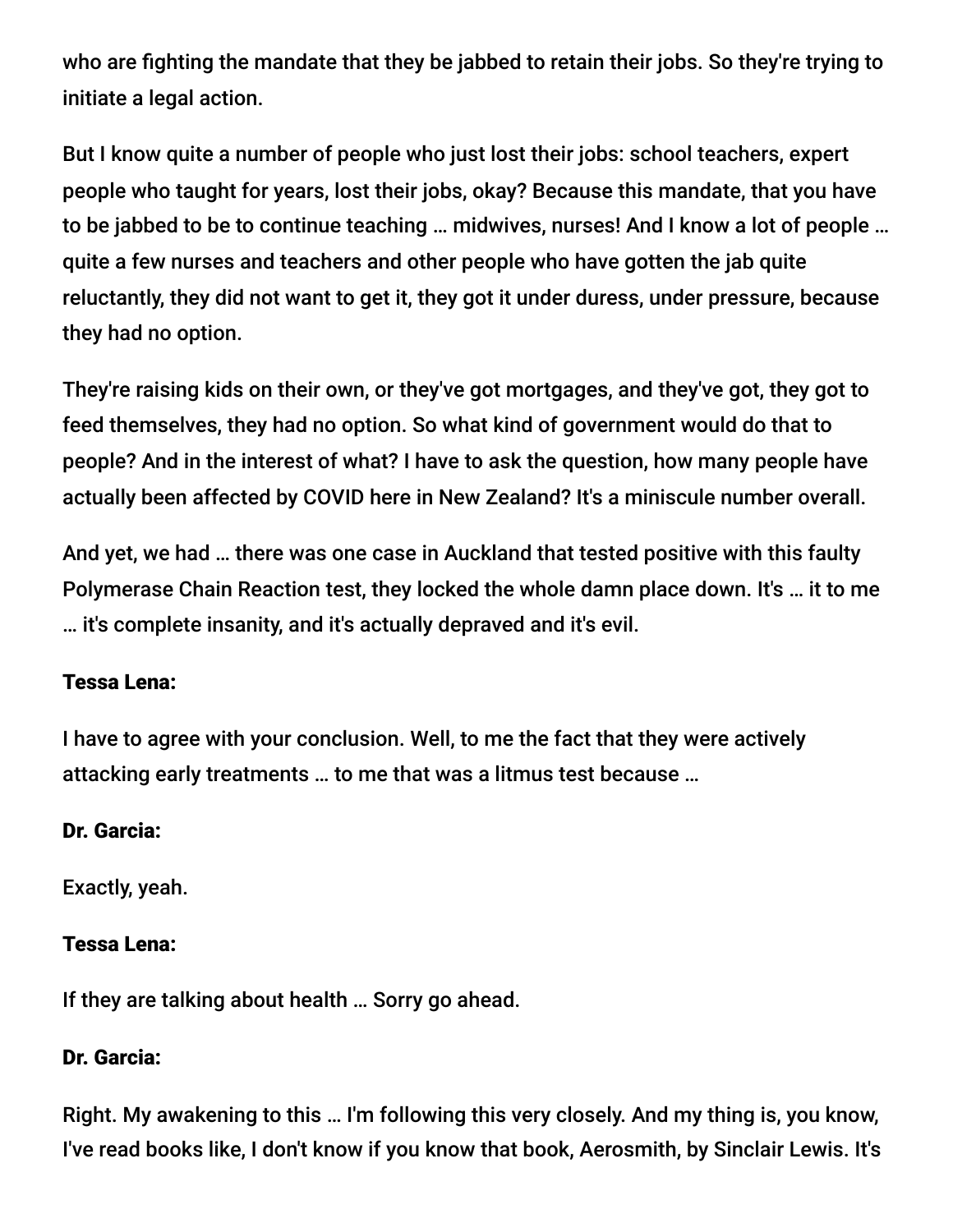who are fighting the mandate that they be jabbed to retain their jobs. So they're trying to initiate a legal action.

But I know quite a number of people who just lost their jobs: school teachers, expert people who taught for years, lost their jobs, okay? Because this mandate, that you have to be jabbed to be to continue teaching … midwives, nurses! And I know a lot of people … quite a few nurses and teachers and other people who have gotten the jab quite reluctantly, they did not want to get it, they got it under duress, under pressure, because they had no option.

They're raising kids on their own, or they've got mortgages, and they've got, they got to feed themselves, they had no option. So what kind of government would do that to people? And in the interest of what? I have to ask the question, how many people have actually been affected by COVID here in New Zealand? It's a miniscule number overall.

And yet, we had … there was one case in Auckland that tested positive with this faulty Polymerase Chain Reaction test, they locked the whole damn place down. It's … it to me … it's complete insanity, and it's actually depraved and it's evil.

**Tessa Lena:**

I have to agree with your conclusion. Well, to me the fact that they were actively attacking early treatments … to me that was a litmus test because …

**Dr. Garcia:**

Exactly, yeah.

**Tessa Lena:**

If they are talking about health … Sorry go ahead.

**Dr. Garcia:**

Right. My awakening to this … I'm following this very closely. And my thing is, you know, I've read books like, I don't know if you know that book, Aerosmith, by Sinclair Lewis. It's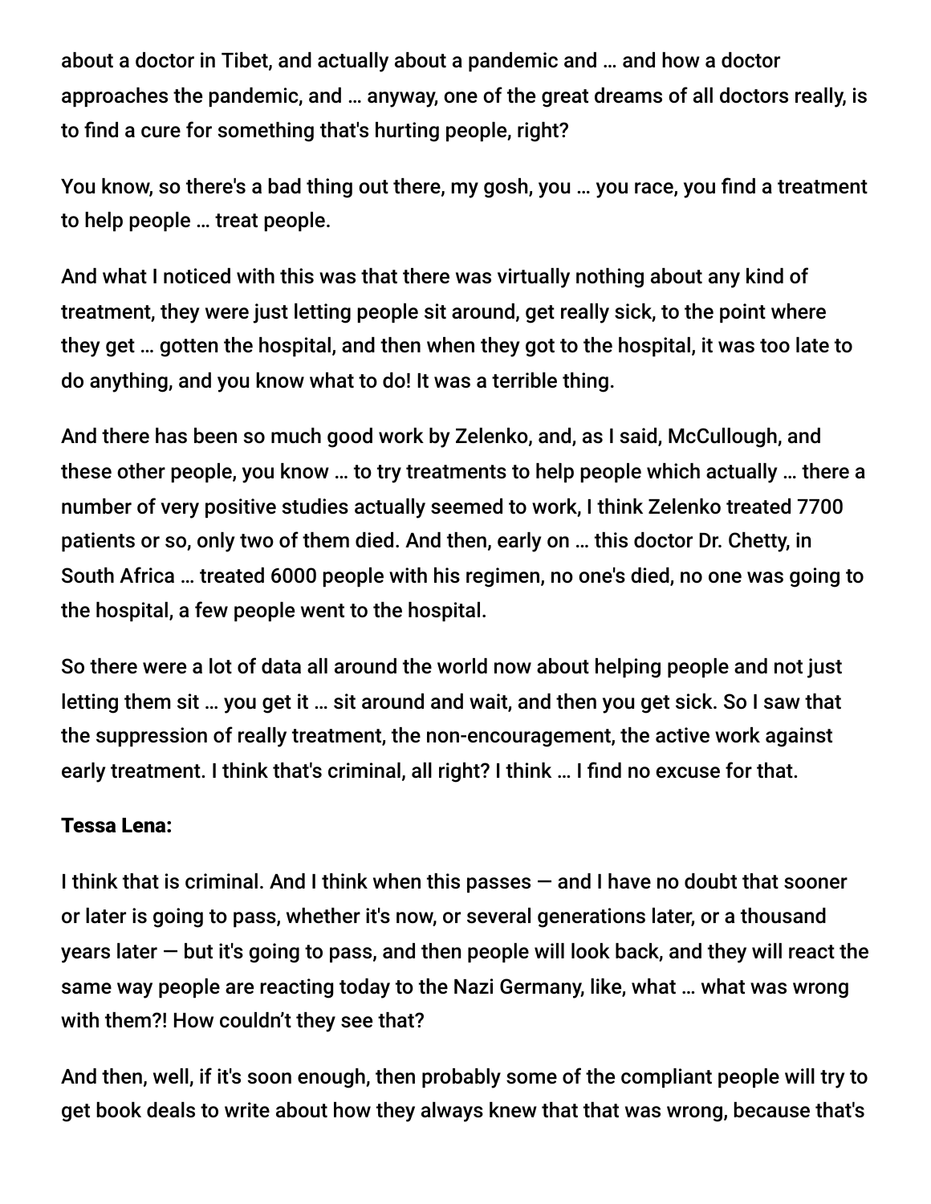about a doctor in Tibet, and actually about a pandemic and … and how a doctor approaches the pandemic, and … anyway, one of the great dreams of all doctors really, is to find a cure for something that's hurting people, right?

You know, so there's a bad thing out there, my gosh, you … you race, you find a treatment to help people … treat people.

And what I noticed with this was that there was virtually nothing about any kind of treatment, they were just letting people sit around, get really sick, to the point where they get … gotten the hospital, and then when they got to the hospital, it was too late to do anything, and you know what to do! It was a terrible thing.

And there has been so much good work by Zelenko, and, as I said, McCullough, and these other people, you know … to try treatments to help people which actually … there a number of very positive studies actually seemed to work, I think Zelenko treated 7700 patients or so, only two of them died. And then, early on … this doctor Dr. Chetty, in South Africa … treated 6000 people with his regimen, no one's died, no one was going to the hospital, a few people went to the hospital.

So there were a lot of data all around the world now about helping people and not just letting them sit … you get it … sit around and wait, and then you get sick. So I saw that the suppression of really treatment, the non-encouragement, the active work against early treatment. I think that's criminal, all right? I think … I find no excuse for that.

**Tessa Lena:**

I think that is criminal. And I think when this passes — and I have no doubt that sooner or later is going to pass, whether it's now, or several generations later, or a thousand years later — but it's going to pass, and then people will look back, and they will react the same way people are reacting today to the Nazi Germany, like, what … what was wrong with them?! How couldn't they see that?

And then, well, if it's soon enough, then probably some of the compliant people will try to get book deals to write about how they always knew that that was wrong, because that's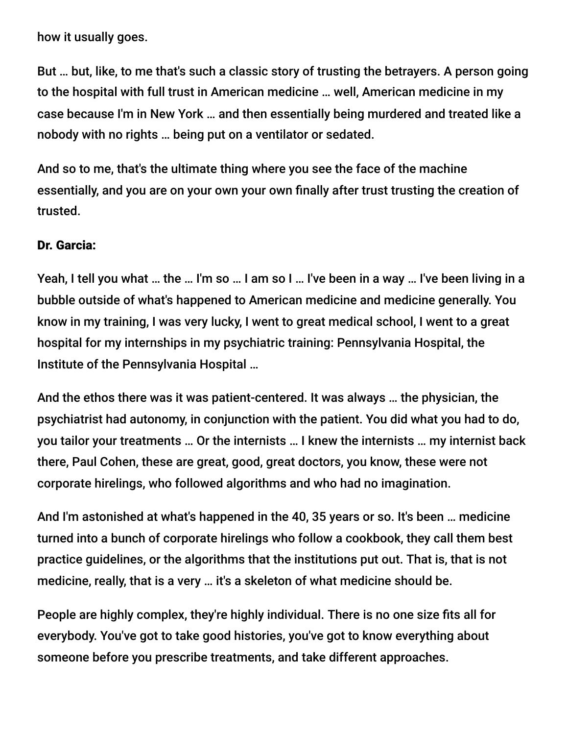how it usually goes.

But … but, like, to me that's such a classic story of trusting the betrayers. A person going to the hospital with full trust in American medicine … well, American medicine in my case because I'm in New York … and then essentially being murdered and treated like a nobody with no rights … being put on a ventilator or sedated.

And so to me, that's the ultimate thing where you see the face of the machine essentially, and you are on your own your own finally after trust trusting the creation of trusted.

**Dr. Garcia:**

Yeah, I tell you what … the … I'm so … I am so I … I've been in a way … I've been living in a bubble outside of what's happened to American medicine and medicine generally. You know in my training, I was very lucky, I went to great medical school, I went to a great hospital for my internships in my psychiatric training: Pennsylvania Hospital, the Institute of the Pennsylvania Hospital …

And the ethos there was it was patient-centered. It was always … the physician, the psychiatrist had autonomy, in conjunction with the patient. You did what you had to do, you tailor your treatments … Or the internists … I knew the internists … my internist back there, Paul Cohen, these are great, good, great doctors, you know, these were not corporate hirelings, who followed algorithms and who had no imagination.

And I'm astonished at what's happened in the 40, 35 years or so. It's been … medicine turned into a bunch of corporate hirelings who follow a cookbook, they call them best practice guidelines, or the algorithms that the institutions put out. That is, that is not medicine, really, that is a very … it's a skeleton of what medicine should be.

People are highly complex, they're highly individual. There is no one size fits all for everybody. You've got to take good histories, you've got to know everything about someone before you prescribe treatments, and take different approaches.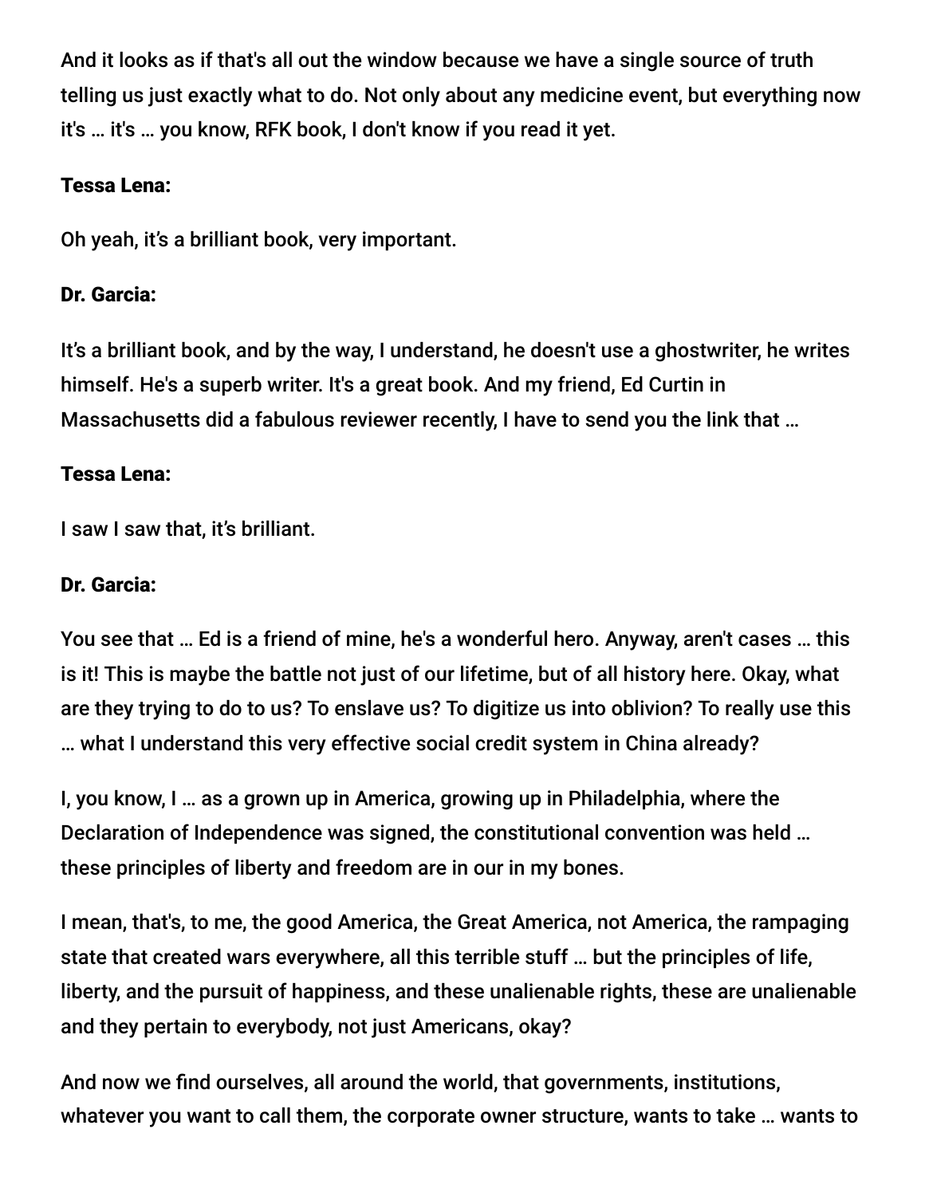And it looks as if that's all out the window because we have a single source of truth telling us just exactly what to do. Not only about any medicine event, but everything now it's … it's … you know, RFK book, I don't know if you read it yet.

**Tessa Lena:**

Oh yeah, it's a brilliant book, very important.

**Dr. Garcia:**

It's a brilliant book, and by the way, I understand, he doesn't use a ghostwriter, he writes himself. He's a superb writer. It's a great book. And my friend, Ed Curtin in Massachusetts did a fabulous reviewer recently, I have to send you the link that …

**Tessa Lena:**

I saw I saw that, it's brilliant.

**Dr. Garcia:**

You see that … Ed is a friend of mine, he's a wonderful hero. Anyway, aren't cases … this is it! This is maybe the battle not just of our lifetime, but of all history here. Okay, what are they trying to do to us? To enslave us? To digitize us into oblivion? To really use this … what I understand this very effective social credit system in China already?

I, you know, I … as a grown up in America, growing up in Philadelphia, where the Declaration of Independence was signed, the constitutional convention was held … these principles of liberty and freedom are in our in my bones.

I mean, that's, to me, the good America, the Great America, not America, the rampaging state that created wars everywhere, all this terrible stuff … but the principles of life, liberty, and the pursuit of happiness, and these unalienable rights, these are unalienable and they pertain to everybody, not just Americans, okay?

And now we find ourselves, all around the world, that governments, institutions, whatever you want to call them, the corporate owner structure, wants to take … wants to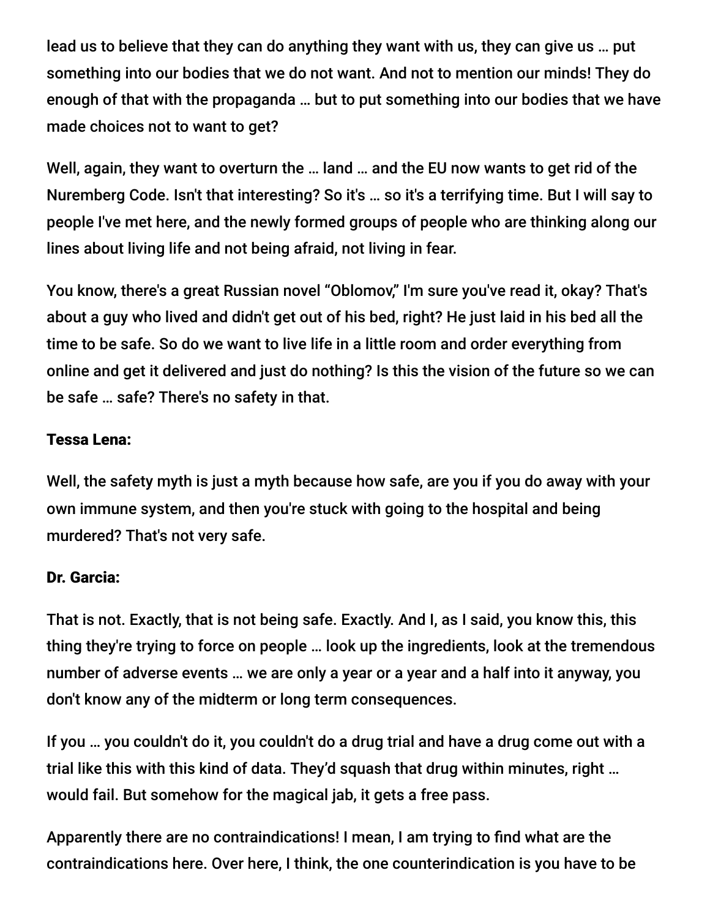lead us to believe that they can do anything they want with us, they can give us … put something into our bodies that we do not want. And not to mention our minds! They do enough of that with the propaganda … but to put something into our bodies that we have made choices not to want to get?

Well, again, they want to overturn the … land … and the EU now wants to get rid of the Nuremberg Code. Isn't that interesting? So it's … so it's a terrifying time. But I will say to people I've met here, and the newly formed groups of people who are thinking along our lines about living life and not being afraid, not living in fear.

You know, there's a great Russian novel "Oblomov," I'm sure you've read it, okay? That's about a guy who lived and didn't get out of his bed, right? He just laid in his bed all the time to be safe. So do we want to live life in a little room and order everything from online and get it delivered and just do nothing? Is this the vision of the future so we can be safe … safe? There's no safety in that.

**Tessa Lena:**

Well, the safety myth is just a myth because how safe, are you if you do away with your own immune system, and then you're stuck with going to the hospital and being murdered? That's not very safe.

**Dr. Garcia:**

That is not. Exactly, that is not being safe. Exactly. And I, as I said, you know this, this thing they're trying to force on people … look up the ingredients, look at the tremendous number of adverse events … we are only a year or a year and a half into it anyway, you don't know any of the midterm or long term consequences.

If you … you couldn't do it, you couldn't do a drug trial and have a drug come out with a trial like this with this kind of data. They'd squash that drug within minutes, right … would fail. But somehow for the magical jab, it gets a free pass.

Apparently there are no contraindications! I mean, I am trying to find what are the contraindications here. Over here, I think, the one counterindication is you have to be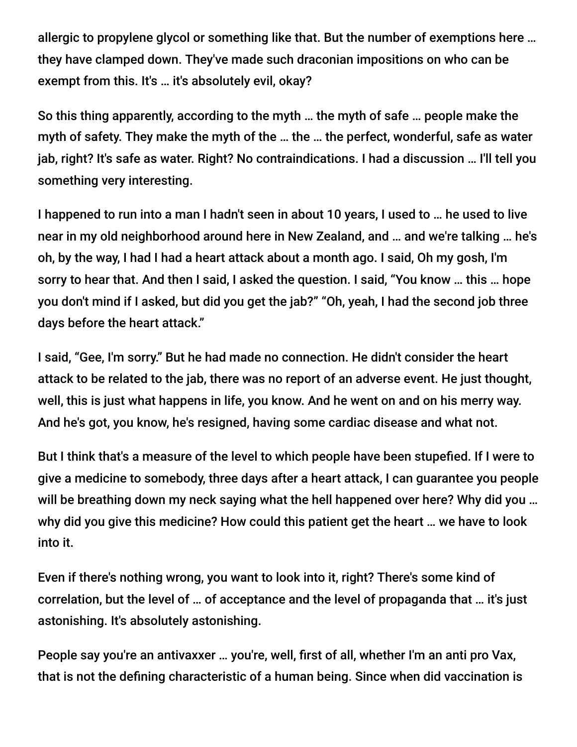allergic to propylene glycol or something like that. But the number of exemptions here … they have clamped down. They've made such draconian impositions on who can be exempt from this. It's … it's absolutely evil, okay?

So this thing apparently, according to the myth … the myth of safe … people make the myth of safety. They make the myth of the … the … the perfect, wonderful, safe as water jab, right? It's safe as water. Right? No contraindications. I had a discussion … I'll tell you something very interesting.

I happened to run into a man I hadn't seen in about 10 years, I used to … he used to live near in my old neighborhood around here in New Zealand, and … and we're talking … he's oh, by the way, I had I had a heart attack about a month ago. I said, Oh my gosh, I'm sorry to hear that. And then I said, I asked the question. I said, "You know … this … hope you don't mind if I asked, but did you get the jab?" "Oh, yeah, I had the second job three days before the heart attack."

I said, "Gee, I'm sorry." But he had made no connection. He didn't consider the heart attack to be related to the jab, there was no report of an adverse event. He just thought, well, this is just what happens in life, you know. And he went on and on his merry way. And he's got, you know, he's resigned, having some cardiac disease and what not.

But I think that's a measure of the level to which people have been stupefied. If I were to give a medicine to somebody, three days after a heart attack, I can guarantee you people will be breathing down my neck saying what the hell happened over here? Why did you … why did you give this medicine? How could this patient get the heart … we have to look into it.

Even if there's nothing wrong, you want to look into it, right? There's some kind of correlation, but the level of … of acceptance and the level of propaganda that … it's just astonishing. It's absolutely astonishing.

People say you're an antivaxxer … you're, well, first of all, whether I'm an anti pro Vax, that is not the defining characteristic of a human being. Since when did vaccination is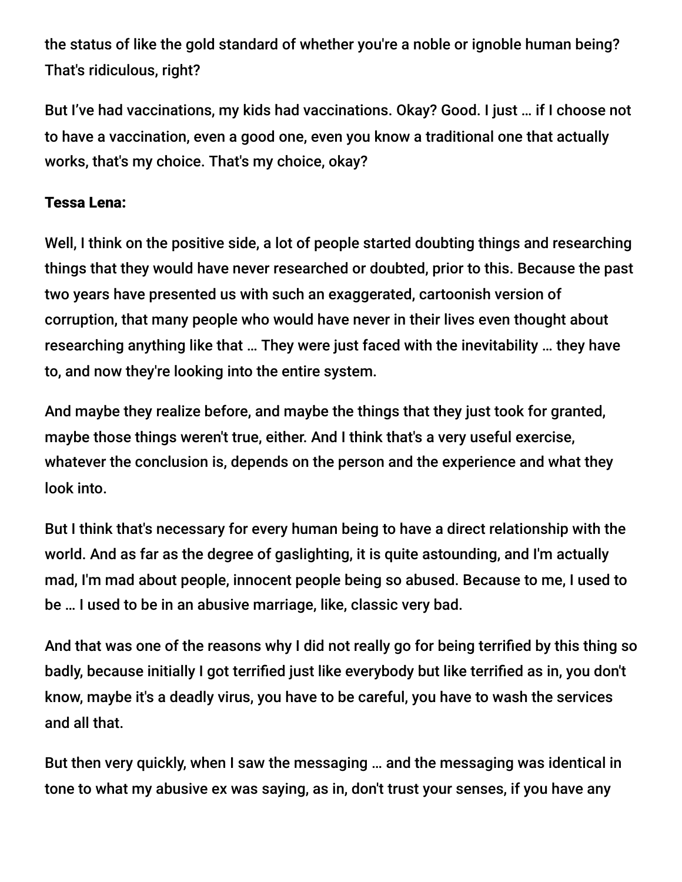the status of like the gold standard of whether you're a noble or ignoble human being? That's ridiculous, right?

But I've had vaccinations, my kids had vaccinations. Okay? Good. I just … if I choose not to have a vaccination, even a good one, even you know a traditional one that actually works, that's my choice. That's my choice, okay?

**Tessa Lena:**

Well, I think on the positive side, a lot of people started doubting things and researching things that they would have never researched or doubted, prior to this. Because the past two years have presented us with such an exaggerated, cartoonish version of corruption, that many people who would have never in their lives even thought about researching anything like that … They were just faced with the inevitability … they have to, and now they're looking into the entire system.

And maybe they realize before, and maybe the things that they just took for granted, maybe those things weren't true, either. And I think that's a very useful exercise, whatever the conclusion is, depends on the person and the experience and what they look into.

But I think that's necessary for every human being to have a direct relationship with the world. And as far as the degree of gaslighting, it is quite astounding, and I'm actually mad, I'm mad about people, innocent people being so abused. Because to me, I used to be … I used to be in an abusive marriage, like, classic very bad.

And that was one of the reasons why I did not really go for being terrified by this thing so badly, because initially I got terrified just like everybody but like terrified as in, you don't know, maybe it's a deadly virus, you have to be careful, you have to wash the services and all that.

But then very quickly, when I saw the messaging … and the messaging was identical in tone to what my abusive ex was saying, as in, don't trust your senses, if you have any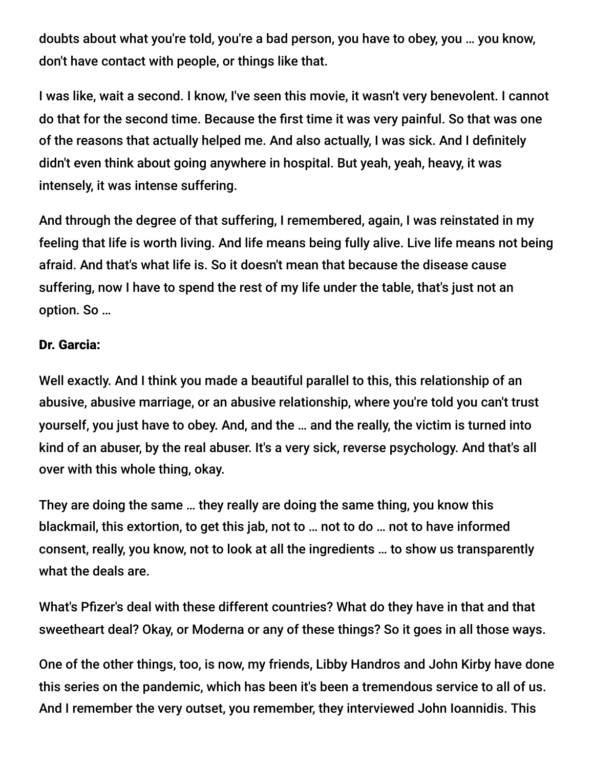doubts about what you're told, you're a bad person, you have to obey, you … you know, don't have contact with people, or things like that.

I was like, wait a second. I know, I've seen this movie, it wasn't very benevolent. I cannot do that for the second time. Because the first time it was very painful. So that was one of the reasons that actually helped me. And also actually, I was sick. And I definitely didn't even think about going anywhere in hospital. But yeah, yeah, heavy, it was intensely, it was intense suffering.

And through the degree of that suffering, I remembered, again, I was reinstated in my feeling that life is worth living. And life means being fully alive. Live life means not being afraid. And that's what life is. So it doesn't mean that because the disease cause suffering, now I have to spend the rest of my life under the table, that's just not an option. So …

**Dr. Garcia:**

Well exactly. And I think you made a beautiful parallel to this, this relationship of an abusive, abusive marriage, or an abusive relationship, where you're told you can't trust yourself, you just have to obey. And, and the … and the really, the victim is turned into kind of an abuser, by the real abuser. It's a very sick, reverse psychology. And that's all over with this whole thing, okay.

They are doing the same … they really are doing the same thing, you know this blackmail, this extortion, to get this jab, not to … not to do … not to have informed consent, really, you know, not to look at all the ingredients … to show us transparently what the deals are.

What's Pfizer's deal with these different countries? What do they have in that and that sweetheart deal? Okay, or Moderna or any of these things? So it goes in all those ways.

One of the other things, too, is now, my friends, Libby Handros and John Kirby have done this series on the pandemic, which has been it's been a tremendous service to all of us. And I remember the very outset, you remember, they interviewed John Ioannidis. This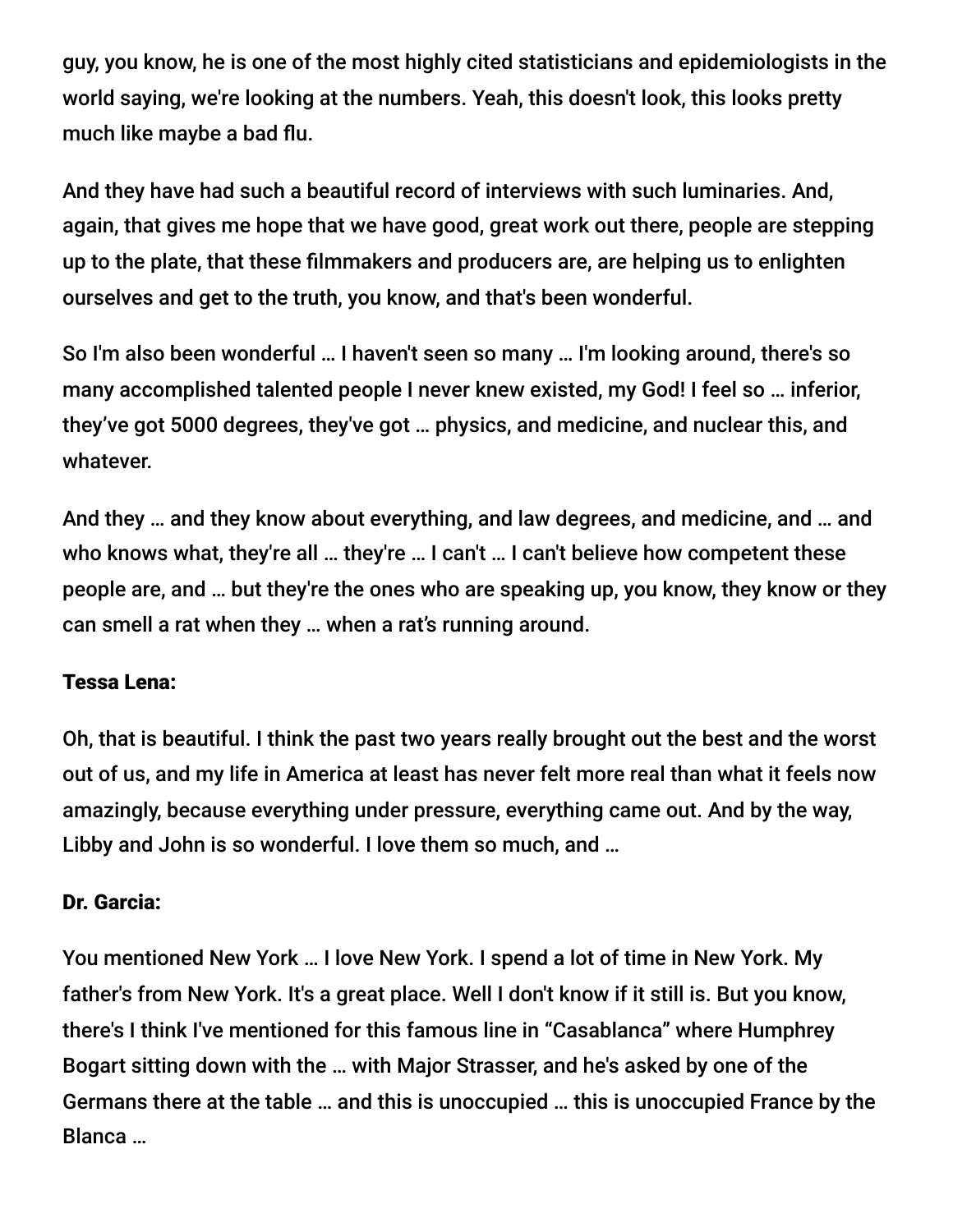guy, you know, he is one of the most highly cited statisticians and epidemiologists in the world saying, we're looking at the numbers. Yeah, this doesn't look, this looks pretty much like maybe a bad flu.

And they have had such a beautiful record of interviews with such luminaries. And, again, that gives me hope that we have good, great work out there, people are stepping up to the plate, that these filmmakers and producers are, are helping us to enlighten ourselves and get to the truth, you know, and that's been wonderful.

So I'm also been wonderful … I haven't seen so many … I'm looking around, there's so many accomplished talented people I never knew existed, my God! I feel so … inferior, they've got 5000 degrees, they've got … physics, and medicine, and nuclear this, and whatever.

And they … and they know about everything, and law degrees, and medicine, and … and who knows what, they're all … they're … I can't … I can't believe how competent these people are, and … but they're the ones who are speaking up, you know, they know or they can smell a rat when they … when a rat's running around.

**Tessa Lena:**

Oh, that is beautiful. I think the past two years really brought out the best and the worst out of us, and my life in America at least has never felt more real than what it feels now amazingly, because everything under pressure, everything came out. And by the way, Libby and John is so wonderful. I love them so much, and …

**Dr. Garcia:**

You mentioned New York … I love New York. I spend a lot of time in New York. My father's from New York. It's a great place. Well I don't know if it still is. But you know, there's I think I've mentioned for this famous line in "Casablanca" where Humphrey Bogart sitting down with the … with Major Strasser, and he's asked by one of the Germans there at the table … and this is unoccupied … this is unoccupied France by the Blanca …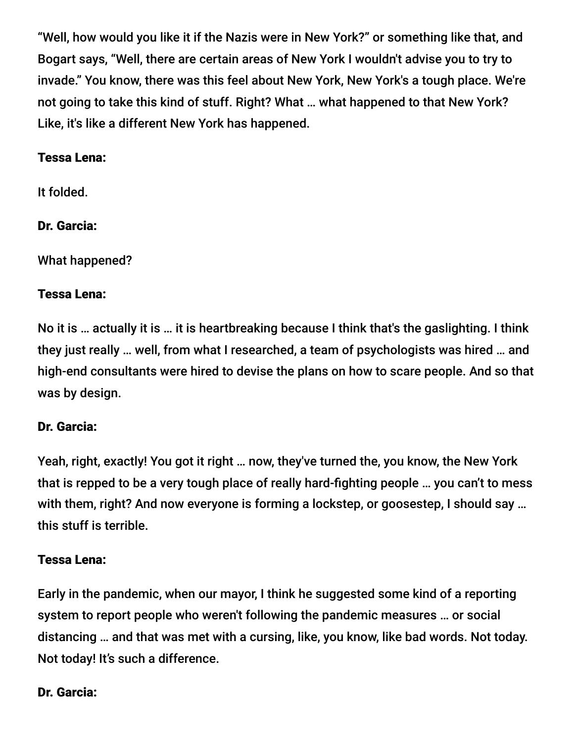"Well, how would you like it if the Nazis were in New York?" or something like that, and Bogart says, "Well, there are certain areas of New York I wouldn't advise you to try to invade." You know, there was this feel about New York, New York's a tough place. We're not going to take this kind of stuff. Right? What … what happened to that New York? Like, it's like a different New York has happened.

**Tessa Lena:**

It folded.

**Dr. Garcia:**

What happened?

**Tessa Lena:**

No it is … actually it is … it is heartbreaking because I think that's the gaslighting. I think they just really … well, from what I researched, a team of psychologists was hired … and high-end consultants were hired to devise the plans on how to scare people. And so that was by design.

**Dr. Garcia:**

Yeah, right, exactly! You got it right … now, they've turned the, you know, the New York that is repped to be a very tough place of really hard-fighting people … you can't to mess with them, right? And now everyone is forming a lockstep, or goosestep, I should say … this stuff is terrible.

**Tessa Lena:**

Early in the pandemic, when our mayor, I think he suggested some kind of a reporting system to report people who weren't following the pandemic measures … or social distancing … and that was met with a cursing, like, you know, like bad words. Not today. Not today! It's such a difference.

**Dr. Garcia:**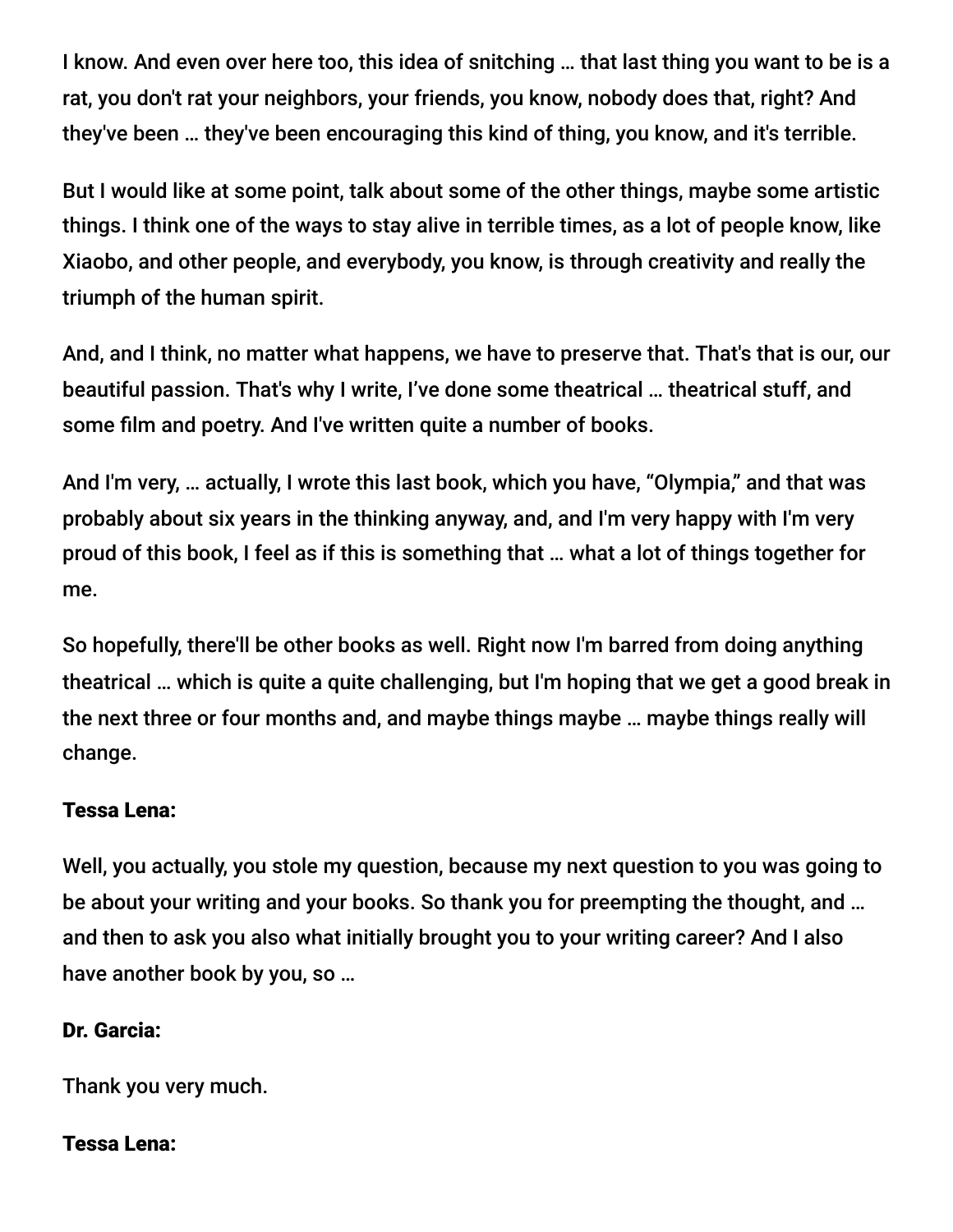I know. And even over here too, this idea of snitching … that last thing you want to be is a rat, you don't rat your neighbors, your friends, you know, nobody does that, right? And they've been … they've been encouraging this kind of thing, you know, and it's terrible.

But I would like at some point, talk about some of the other things, maybe some artistic things. I think one of the ways to stay alive in terrible times, as a lot of people know, like Xiaobo, and other people, and everybody, you know, is through creativity and really the triumph of the human spirit.

And, and I think, no matter what happens, we have to preserve that. That's that is our, our beautiful passion. That's why I write, I've done some theatrical … theatrical stuff, and some film and poetry. And I've written quite a number of books.

And I'm very, … actually, I wrote this last book, which you have, "Olympia," and that was probably about six years in the thinking anyway, and, and I'm very happy with I'm very proud of this book, I feel as if this is something that … what a lot of things together for me.

So hopefully, there'll be other books as well. Right now I'm barred from doing anything theatrical … which is quite a quite challenging, but I'm hoping that we get a good break in the next three or four months and, and maybe things maybe … maybe things really will change.

**Tessa Lena:**

Well, you actually, you stole my question, because my next question to you was going to be about your writing and your books. So thank you for preempting the thought, and … and then to ask you also what initially brought you to your writing career? And I also have another book by you, so …

**Dr. Garcia:**

Thank you very much.

**Tessa Lena:**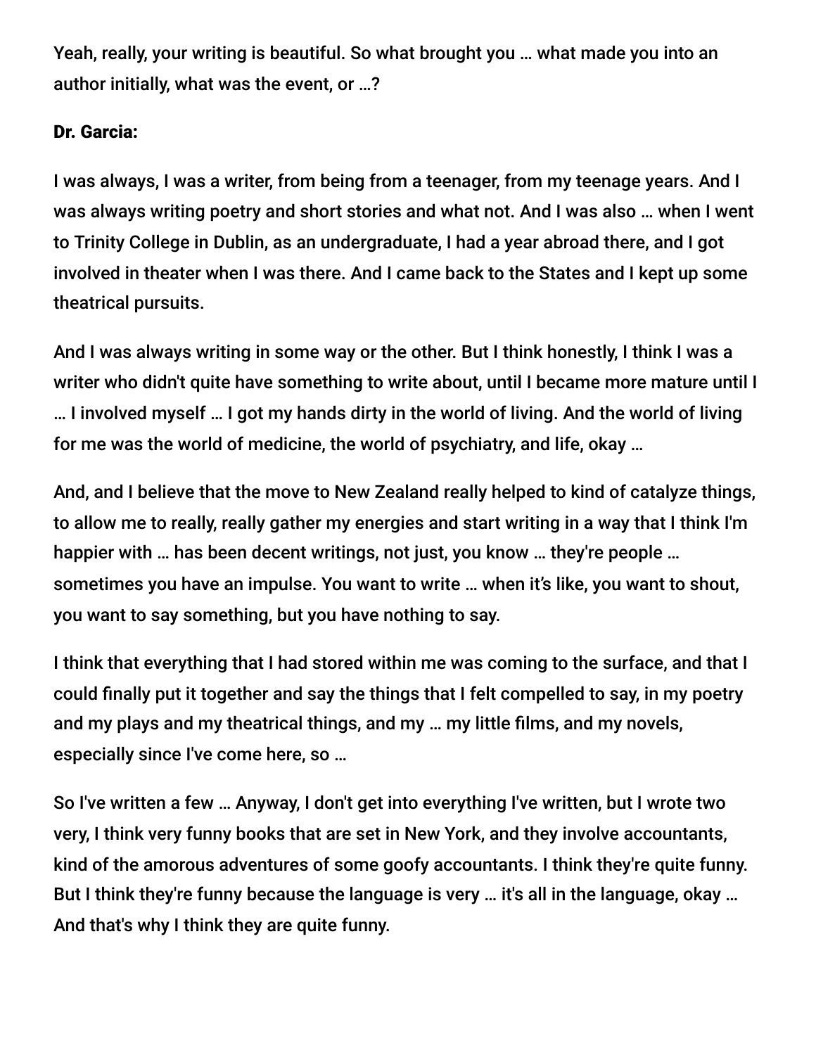Yeah, really, your writing is beautiful. So what brought you … what made you into an author initially, what was the event, or …?

**Dr. Garcia:**

I was always, I was a writer, from being from a teenager, from my teenage years. And I was always writing poetry and short stories and what not. And I was also … when I went to Trinity College in Dublin, as an undergraduate, I had a year abroad there, and I got involved in theater when I was there. And I came back to the States and I kept up some theatrical pursuits.

And I was always writing in some way or the other. But I think honestly, I think I was a writer who didn't quite have something to write about, until I became more mature until I … I involved myself … I got my hands dirty in the world of living. And the world of living for me was the world of medicine, the world of psychiatry, and life, okay …

And, and I believe that the move to New Zealand really helped to kind of catalyze things, to allow me to really, really gather my energies and start writing in a way that I think I'm happier with … has been decent writings, not just, you know … they're people … sometimes you have an impulse. You want to write … when it's like, you want to shout, you want to say something, but you have nothing to say.

I think that everything that I had stored within me was coming to the surface, and that I could finally put it together and say the things that I felt compelled to say, in my poetry and my plays and my theatrical things, and my … my little films, and my novels, especially since I've come here, so …

So I've written a few … Anyway, I don't get into everything I've written, but I wrote two very, I think very funny books that are set in New York, and they involve accountants, kind of the amorous adventures of some goofy accountants. I think they're quite funny. But I think they're funny because the language is very … it's all in the language, okay … And that's why I think they are quite funny.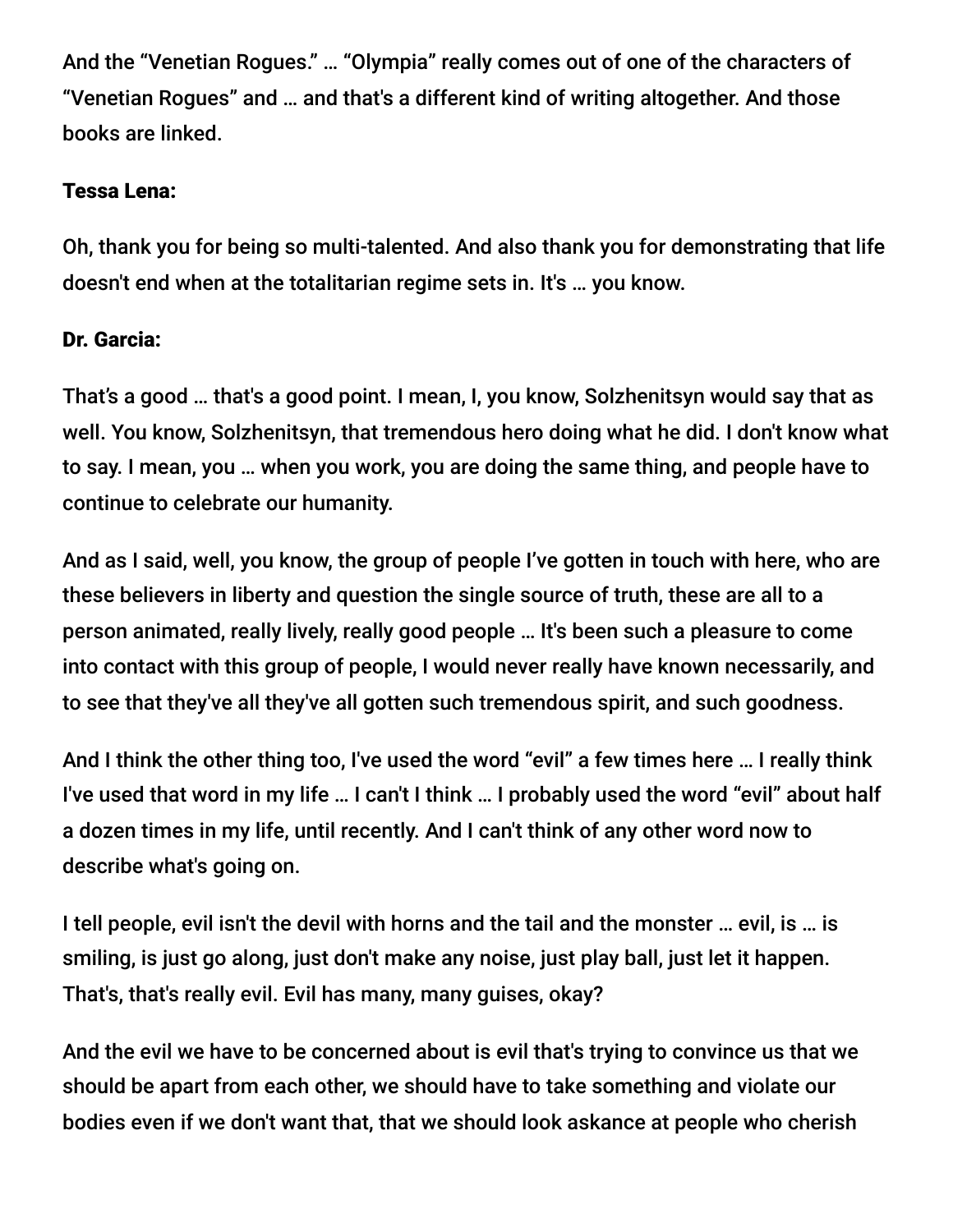And the “Venetian Rogues.” … “Olympia” really comes out of one of the characters of “Venetian Rogues” and … and that's a different kind of writing altogether. And those books are linked.

**Tessa Lena:**

Oh, thank you for being so multi-talented. And also thank you for demonstrating that life doesn't end when at the totalitarian regime sets in. It's … you know.

**Dr. Garcia:**

That’s a good … that's a good point. I mean, I, you know, Solzhenitsyn would say that as well. You know, Solzhenitsyn, that tremendous hero doing what he did. I don't know what to say. I mean, you … when you work, you are doing the same thing, and people have to continue to celebrate our humanity.

And as I said, well, you know, the group of people I’ve gotten in touch with here, who are these believers in liberty and question the single source of truth, these are all to a person animated, really lively, really good people … It's been such a pleasure to come into contact with this group of people, I would never really have known necessarily, and to see that they've all they've all gotten such tremendous spirit, and such goodness.

And I think the other thing too, I've used the word “evil” a few times here … I really think I've used that word in my life … I can't I think … I probably used the word “evil” about half a dozen times in my life, until recently. And I can't think of any other word now to describe what's going on.

I tell people, evil isn't the devil with horns and the tail and the monster … evil, is … is smiling, is just go along, just don't make any noise, just play ball, just let it happen. That's, that's really evil. Evil has many, many guises, okay?

And the evil we have to be concerned about is evil that's trying to convince us that we should be apart from each other, we should have to take something and violate our bodies even if we don't want that, that we should look askance at people who cherish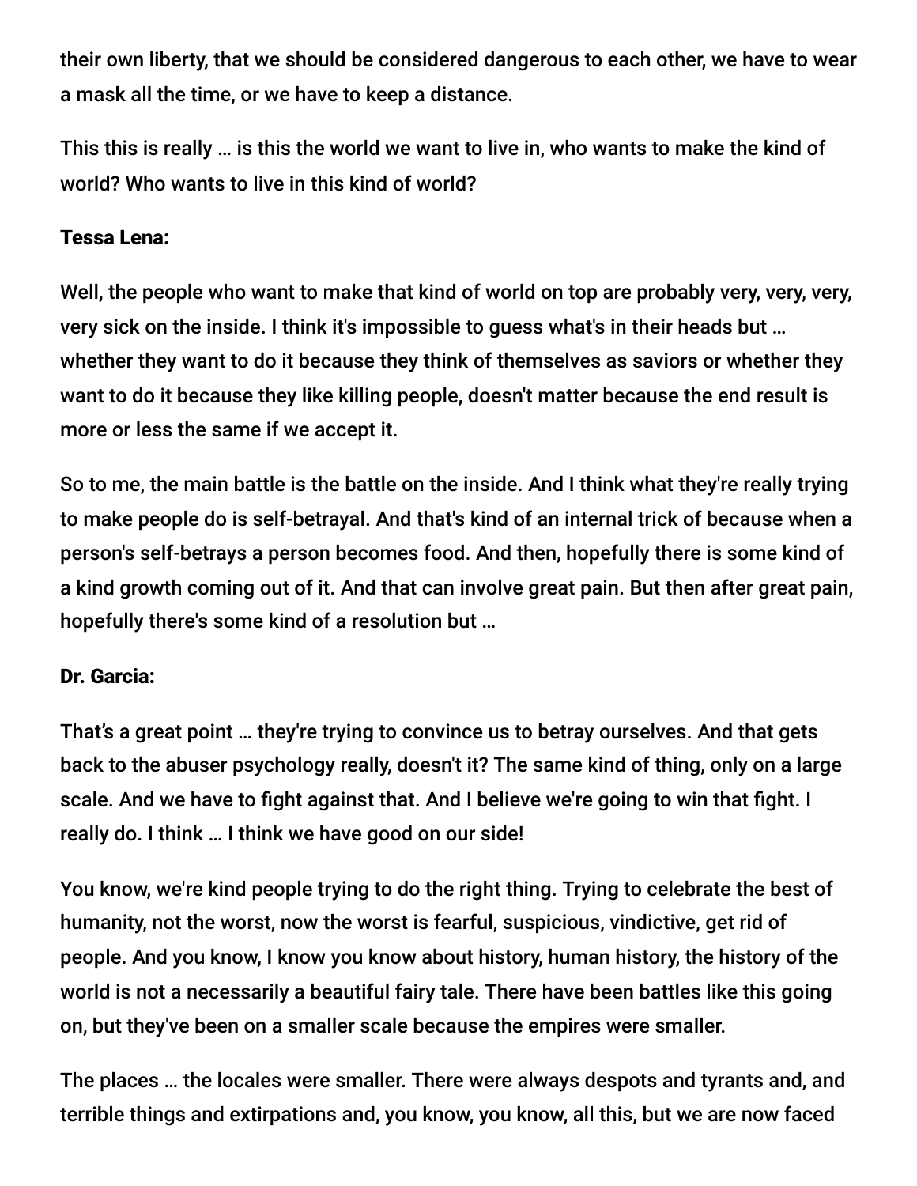their own liberty, that we should be considered dangerous to each other, we have to wear a mask all the time, or we have to keep a distance.

This this is really … is this the world we want to live in, who wants to make the kind of world? Who wants to live in this kind of world?

**Tessa Lena:**

Well, the people who want to make that kind of world on top are probably very, very, very, very sick on the inside. I think it's impossible to guess what's in their heads but … whether they want to do it because they think of themselves as saviors or whether they want to do it because they like killing people, doesn't matter because the end result is more or less the same if we accept it.

So to me, the main battle is the battle on the inside. And I think what they're really trying to make people do is self-betrayal. And that's kind of an internal trick of because when a person's self-betrays a person becomes food. And then, hopefully there is some kind of a kind growth coming out of it. And that can involve great pain. But then after great pain, hopefully there's some kind of a resolution but …

**Dr. Garcia:**

That's a great point … they're trying to convince us to betray ourselves. And that gets back to the abuser psychology really, doesn't it? The same kind of thing, only on a large scale. And we have to fight against that. And I believe we're going to win that fight. I really do. I think … I think we have good on our side!

You know, we're kind people trying to do the right thing. Trying to celebrate the best of humanity, not the worst, now the worst is fearful, suspicious, vindictive, get rid of people. And you know, I know you know about history, human history, the history of the world is not a necessarily a beautiful fairy tale. There have been battles like this going on, but they've been on a smaller scale because the empires were smaller.

The places … the locales were smaller. There were always despots and tyrants and, and terrible things and extirpations and, you know, you know, all this, but we are now faced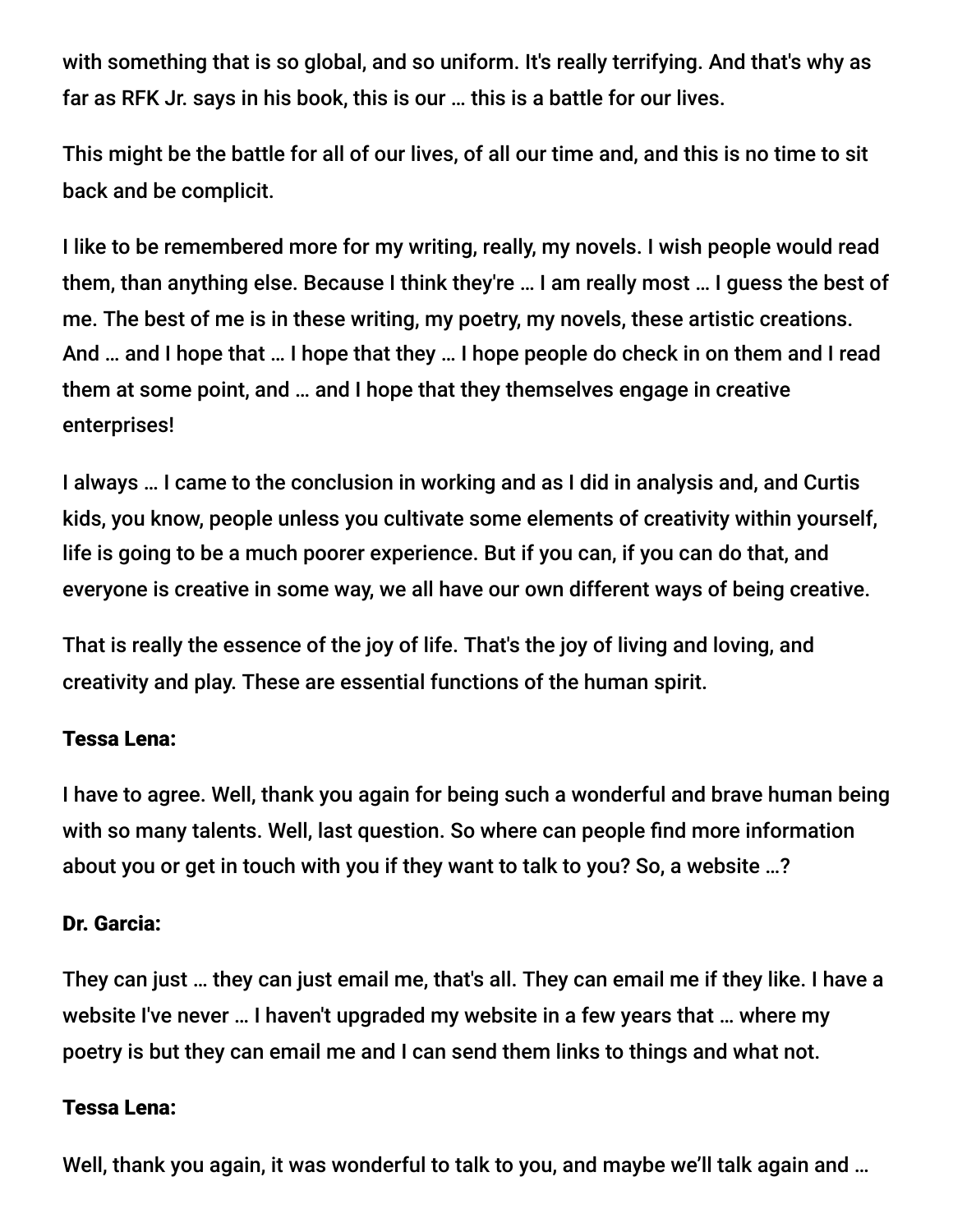with something that is so global, and so uniform. It's really terrifying. And that's why as far as RFK Jr. says in his book, this is our … this is a battle for our lives.

This might be the battle for all of our lives, of all our time and, and this is no time to sit back and be complicit.

I like to be remembered more for my writing, really, my novels. I wish people would read them, than anything else. Because I think they're … I am really most … I guess the best of me. The best of me is in these writing, my poetry, my novels, these artistic creations. And … and I hope that … I hope that they … I hope people do check in on them and I read them at some point, and … and I hope that they themselves engage in creative enterprises!

I always … I came to the conclusion in working and as I did in analysis and, and Curtis kids, you know, people unless you cultivate some elements of creativity within yourself, life is going to be a much poorer experience. But if you can, if you can do that, and everyone is creative in some way, we all have our own different ways of being creative.

That is really the essence of the joy of life. That's the joy of living and loving, and creativity and play. These are essential functions of the human spirit.

**Tessa Lena:**

I have to agree. Well, thank you again for being such a wonderful and brave human being with so many talents. Well, last question. So where can people find more information about you or get in touch with you if they want to talk to you? So, a website …?

**Dr. Garcia:**

They can just … they can just email me, that's all. They can email me if they like. I have a website I've never … I haven't upgraded my website in a few years that … where my poetry is but they can email me and I can send them links to things and what not.

**Tessa Lena:**

Well, thank you again, it was wonderful to talk to you, and maybe we'll talk again and …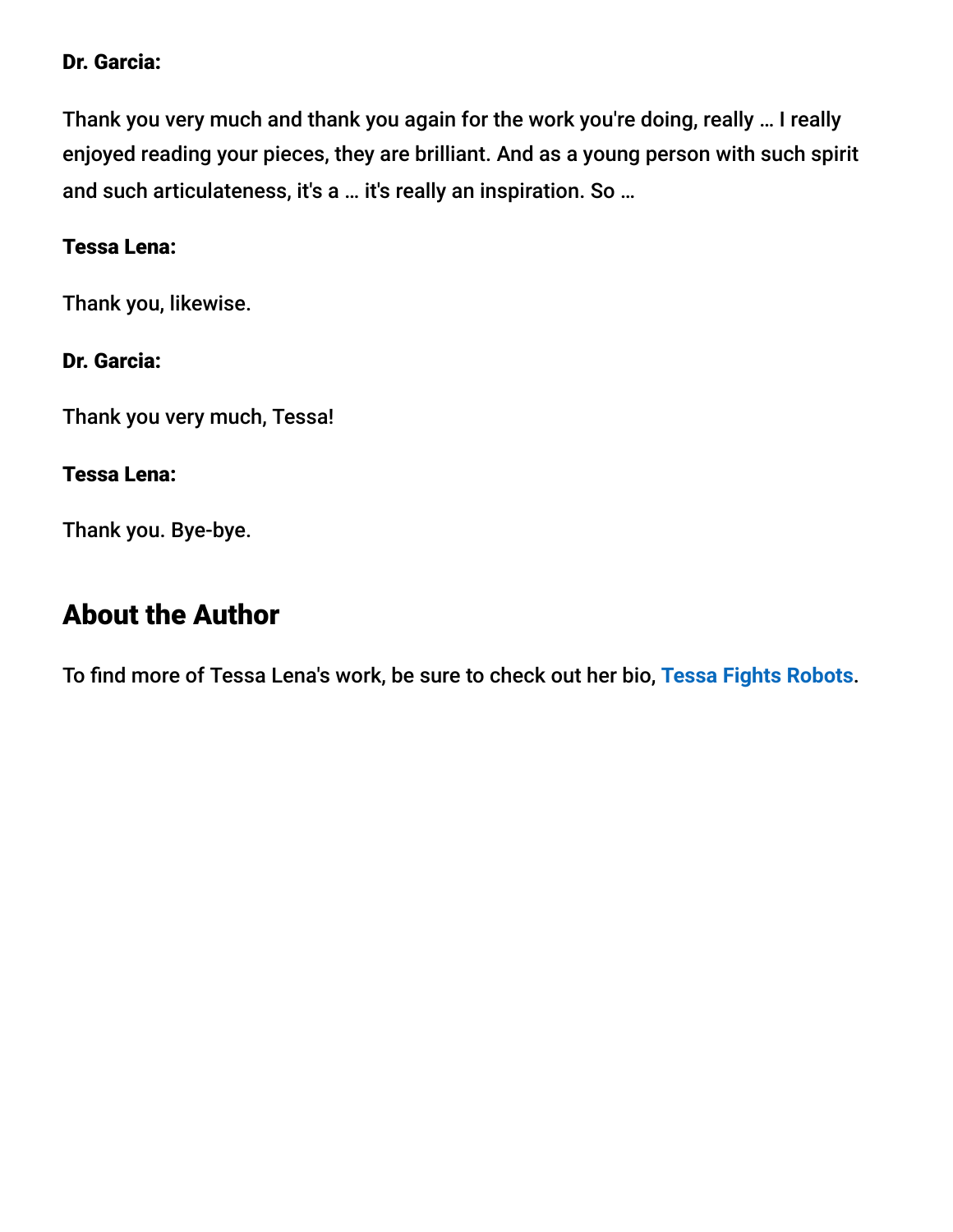**Dr. Garcia:**

Thank you very much and thank you again for the work you're doing, really … I really enjoyed reading your pieces, they are brilliant. And as a young person with such spirit and such articulateness, it's a … it's really an inspiration. So …

**Tessa Lena:**

Thank you, likewise.

**Dr. Garcia:**

Thank you very much, Tessa!

**Tessa Lena:**

Thank you. Bye-bye.

## About the Author

To find more of Tessa Lena's work, be sure to check out her bio, Tessa Fights Robots.